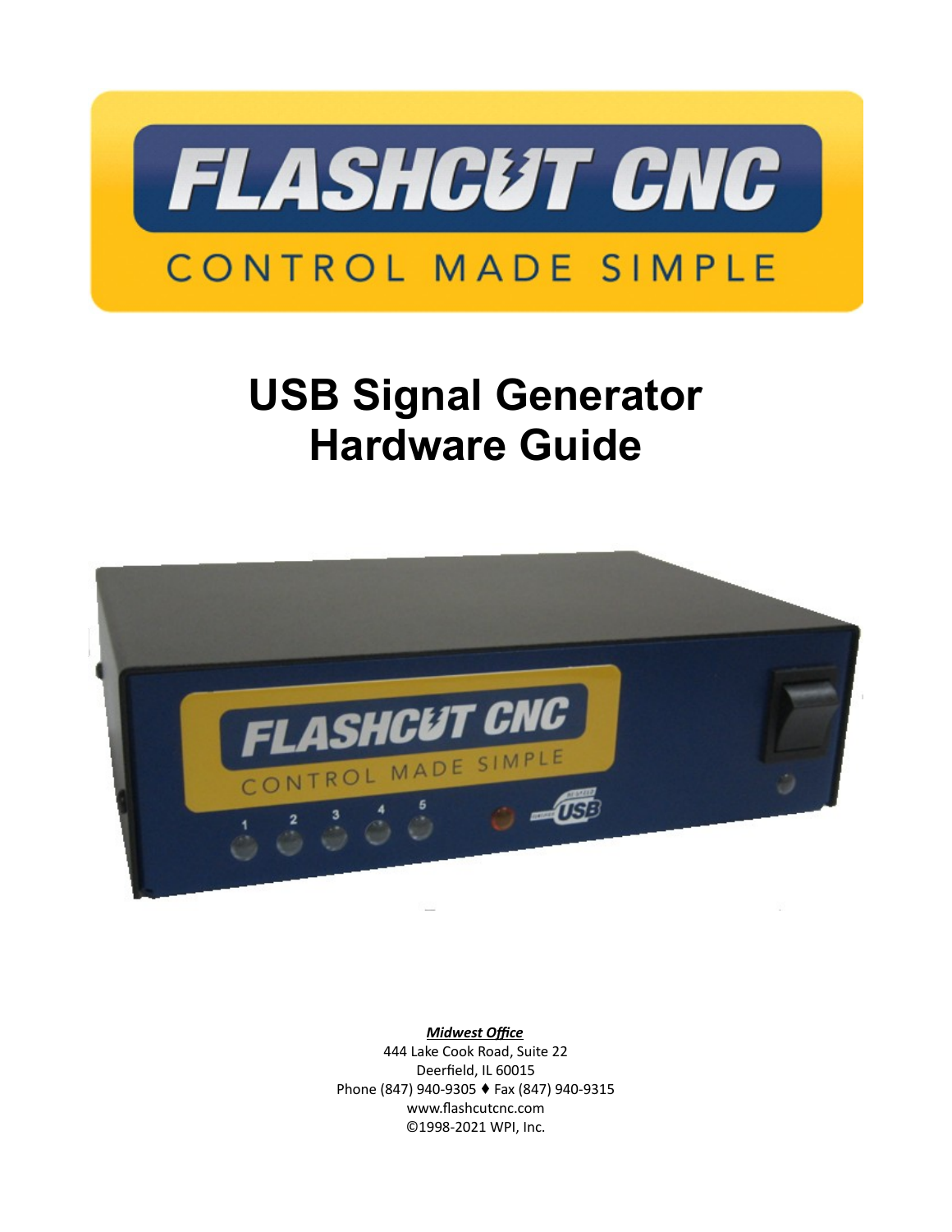# FLASHCUT CNC

CONTROL MADE SIMPLE

# USB Signal Generator Hardware Guide

***Midwest Office***
444 Lake Cook Road, Suite 22
Deerfield, IL 60015
Phone (847) 940-9305 ♦ Fax (847) 940-9315
www.flashcutcnc.com
©1998-2021 WPI, Inc.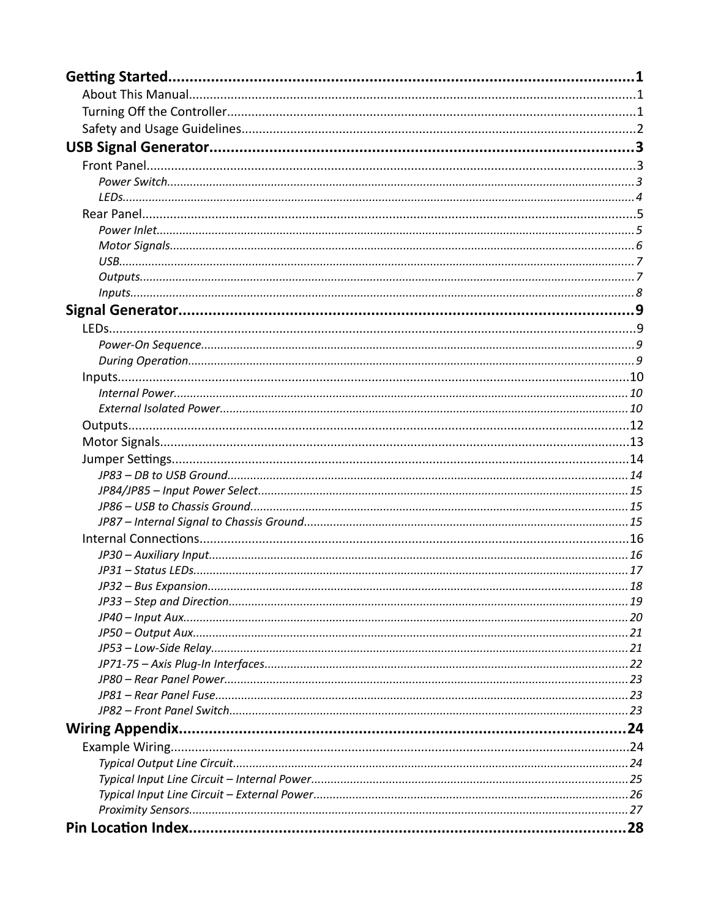**Getting Started** .................................................................................................... **1**

About This Manual .................................................................................................... 1

Turning Off the Controller .................................................................................................... 1

Safety and Usage Guidelines .................................................................................................... 2

**USB Signal Generator** .................................................................................................... **3**

Front Panel .................................................................................................... 3

*Power Switch* .................................................................................................... *3*

*LEDs* .................................................................................................... *4*

Rear Panel .................................................................................................... 5

*Power Inlet* .................................................................................................... *5*

*Motor Signals* .................................................................................................... *6*

*USB* .................................................................................................... *7*

*Outputs* .................................................................................................... *7*

*Inputs* .................................................................................................... *8*

**Signal Generator** .................................................................................................... **9**

LEDs .................................................................................................... 9

*Power-On Sequence* .................................................................................................... *9*

*During Operation* .................................................................................................... *9*

Inputs .................................................................................................... 10

*Internal Power* .................................................................................................... *10*

*External Isolated Power* .................................................................................................... *10*

Outputs .................................................................................................... 12

Motor Signals .................................................................................................... 13

Jumper Settings .................................................................................................... 14

*JP83 – DB to USB Ground* .................................................................................................... *14*

*JP84/JP85 – Input Power Select* .................................................................................................... *15*

*JP86 – USB to Chassis Ground* .................................................................................................... *15*

*JP87 – Internal Signal to Chassis Ground* .................................................................................................... *15*

Internal Connections .................................................................................................... 16

*JP30 – Auxiliary Input* .................................................................................................... *16*

*JP31 – Status LEDs* .................................................................................................... *17*

*JP32 – Bus Expansion* .................................................................................................... *18*

*JP33 – Step and Direction* .................................................................................................... *19*

*JP40 – Input Aux* .................................................................................................... *20*

*JP50 – Output Aux* .................................................................................................... *21*

*JP53 – Low-Side Relay* .................................................................................................... *21*

*JP71-75 – Axis Plug-In Interfaces* .................................................................................................... *22*

*JP80 – Rear Panel Power* .................................................................................................... *23*

*JP81 – Rear Panel Fuse* .................................................................................................... *23*

*JP82 – Front Panel Switch* .................................................................................................... *23*

**Wiring Appendix** .................................................................................................... **24**

Example Wiring .................................................................................................... 24

*Typical Output Line Circuit* .................................................................................................... *24*

*Typical Input Line Circuit – Internal Power* .................................................................................................... *25*

*Typical Input Line Circuit – External Power* .................................................................................................... *26*

*Proximity Sensors* .................................................................................................... *27*

**Pin Location Index** .................................................................................................... **28**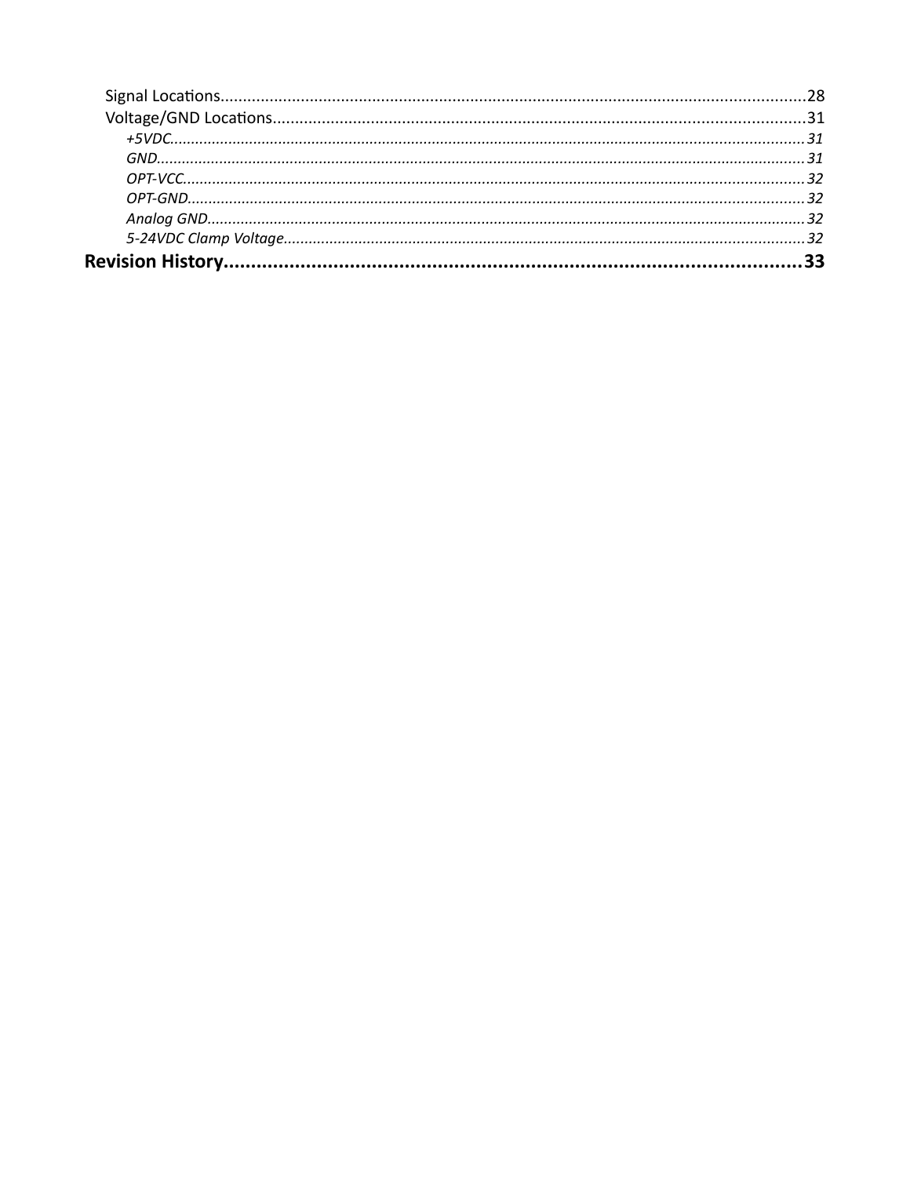Signal Locations....................................................................................................................................28
Voltage/GND Locations.......................................................................................................................31
*+5VDC..........................................................................................................................................31*
*GND...............................................................................................................................................31*
*OPT-VCC.......................................................................................................................................32*
*OPT-GND......................................................................................................................................32*
*Analog GND..................................................................................................................................32*
*5-24VDC Clamp Voltage...............................................................................................................32*

**Revision History..........................................................................................................33**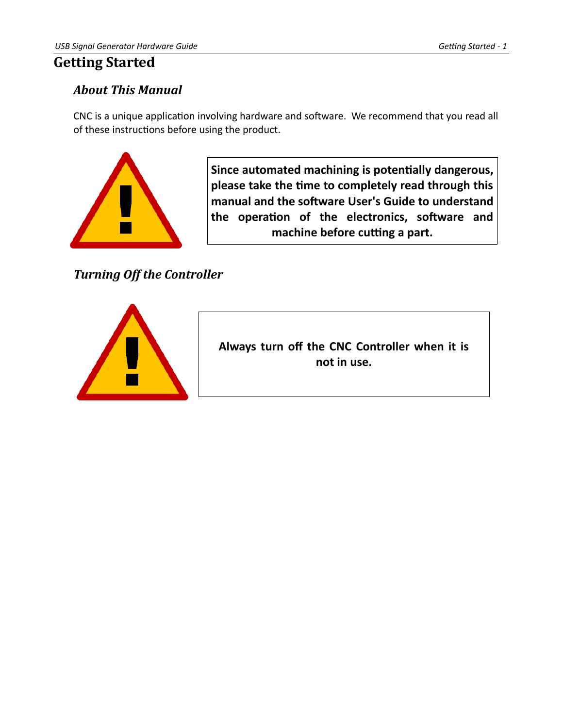# Getting Started

## About This Manual

CNC is a unique application involving hardware and software. We recommend that you read all of these instructions before using the product.

**Since automated machining is potentially dangerous, please take the time to completely read through this manual and the software User's Guide to understand the operation of the electronics, software and machine before cutting a part.**

## Turning Off the Controller

**Always turn off the CNC Controller when it is not in use.**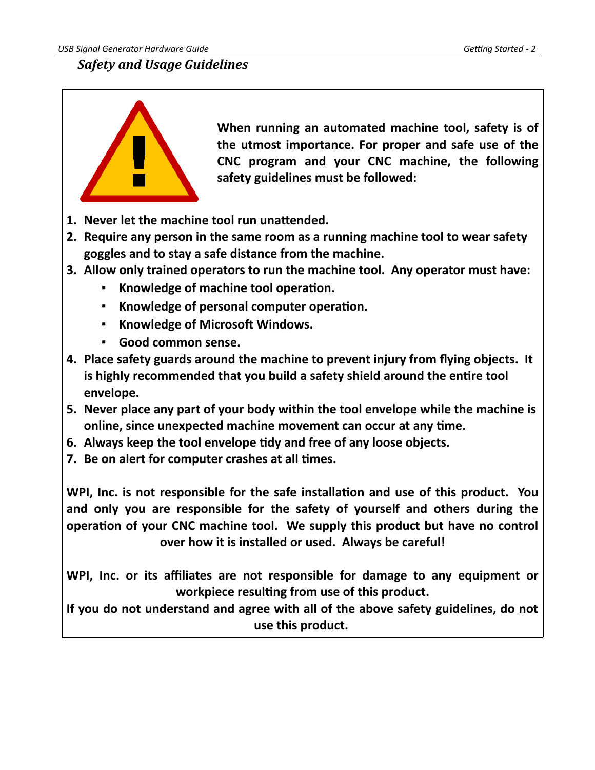## *Safety and Usage Guidelines*

**When running an automated machine tool, safety is of the utmost importance. For proper and safe use of the CNC program and your CNC machine, the following safety guidelines must be followed:**

1. **Never let the machine tool run unattended.**
2. **Require any person in the same room as a running machine tool to wear safety goggles and to stay a safe distance from the machine.**
3. **Allow only trained operators to run the machine tool. Any operator must have:**
    - **Knowledge of machine tool operation.**
    - **Knowledge of personal computer operation.**
    - **Knowledge of Microsoft Windows.**
    - **Good common sense.**
4. **Place safety guards around the machine to prevent injury from flying objects. It is highly recommended that you build a safety shield around the entire tool envelope.**
5. **Never place any part of your body within the tool envelope while the machine is online, since unexpected machine movement can occur at any time.**
6. **Always keep the tool envelope tidy and free of any loose objects.**
7. **Be on alert for computer crashes at all times.**

**WPI, Inc. is not responsible for the safe installation and use of this product. You and only you are responsible for the safety of yourself and others during the operation of your CNC machine tool. We supply this product but have no control over how it is installed or used. Always be careful!**

**WPI, Inc. or its affiliates are not responsible for damage to any equipment or workpiece resulting from use of this product.**

**If you do not understand and agree with all of the above safety guidelines, do not use this product.**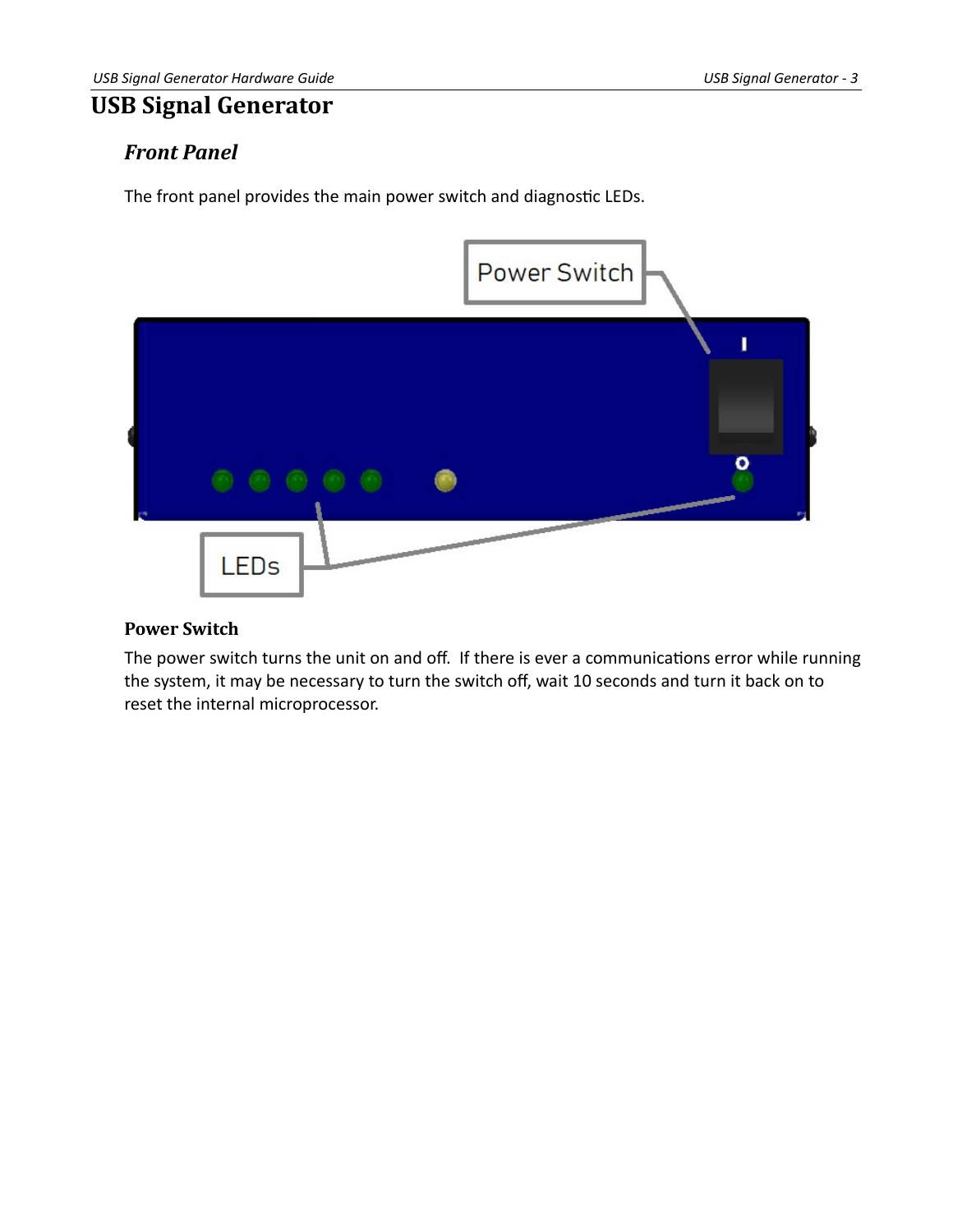# USB Signal Generator

## *Front Panel*

The front panel provides the main power switch and diagnostic LEDs.

### Power Switch

The power switch turns the unit on and off. If there is ever a communications error while running the system, it may be necessary to turn the switch off, wait 10 seconds and turn it back on to reset the internal microprocessor.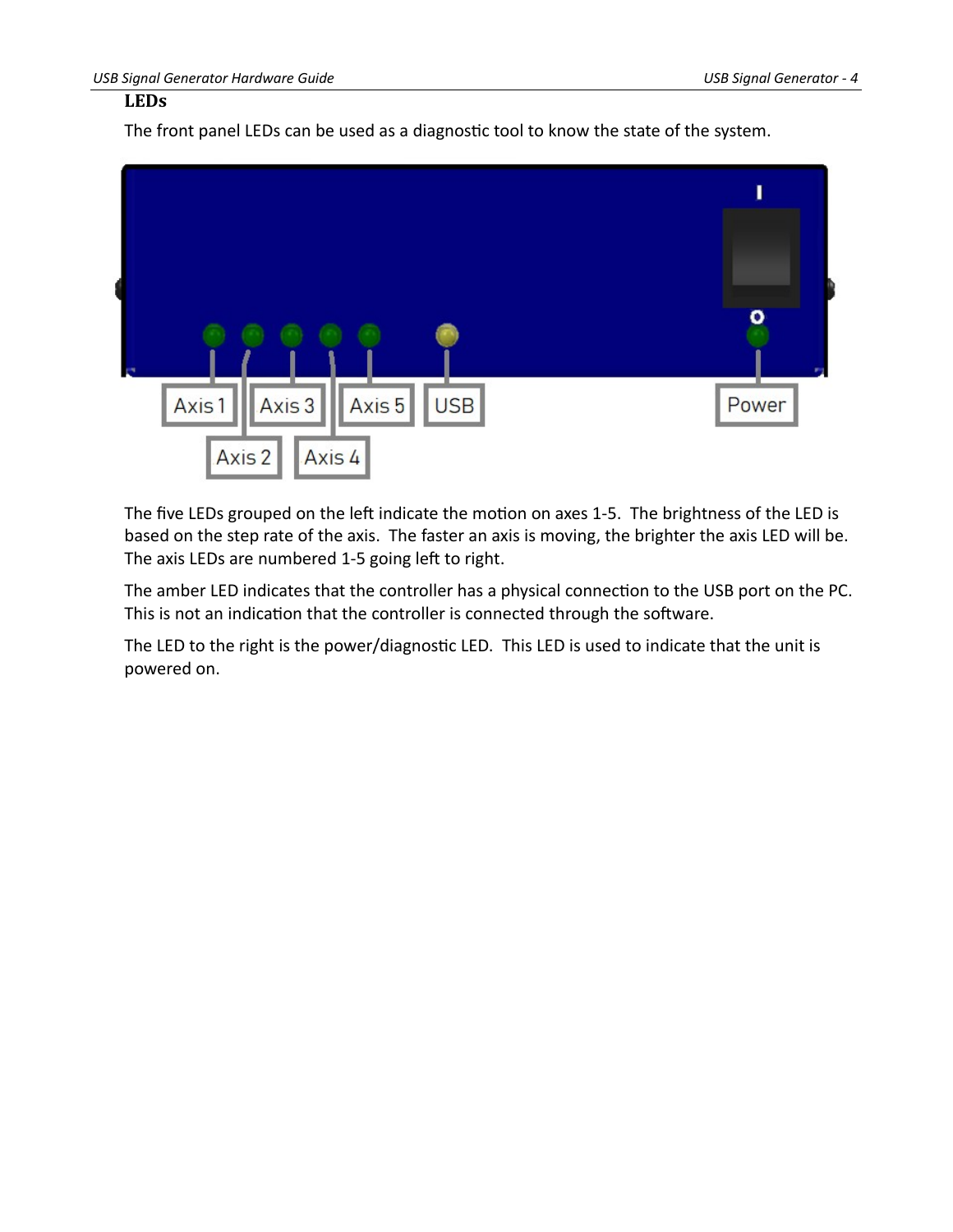## LEDs

The front panel LEDs can be used as a diagnostic tool to know the state of the system.

The five LEDs grouped on the left indicate the motion on axes 1-5. The brightness of the LED is based on the step rate of the axis. The faster an axis is moving, the brighter the axis LED will be. The axis LEDs are numbered 1-5 going left to right.

The amber LED indicates that the controller has a physical connection to the USB port on the PC. This is not an indication that the controller is connected through the software.

The LED to the right is the power/diagnostic LED. This LED is used to indicate that the unit is powered on.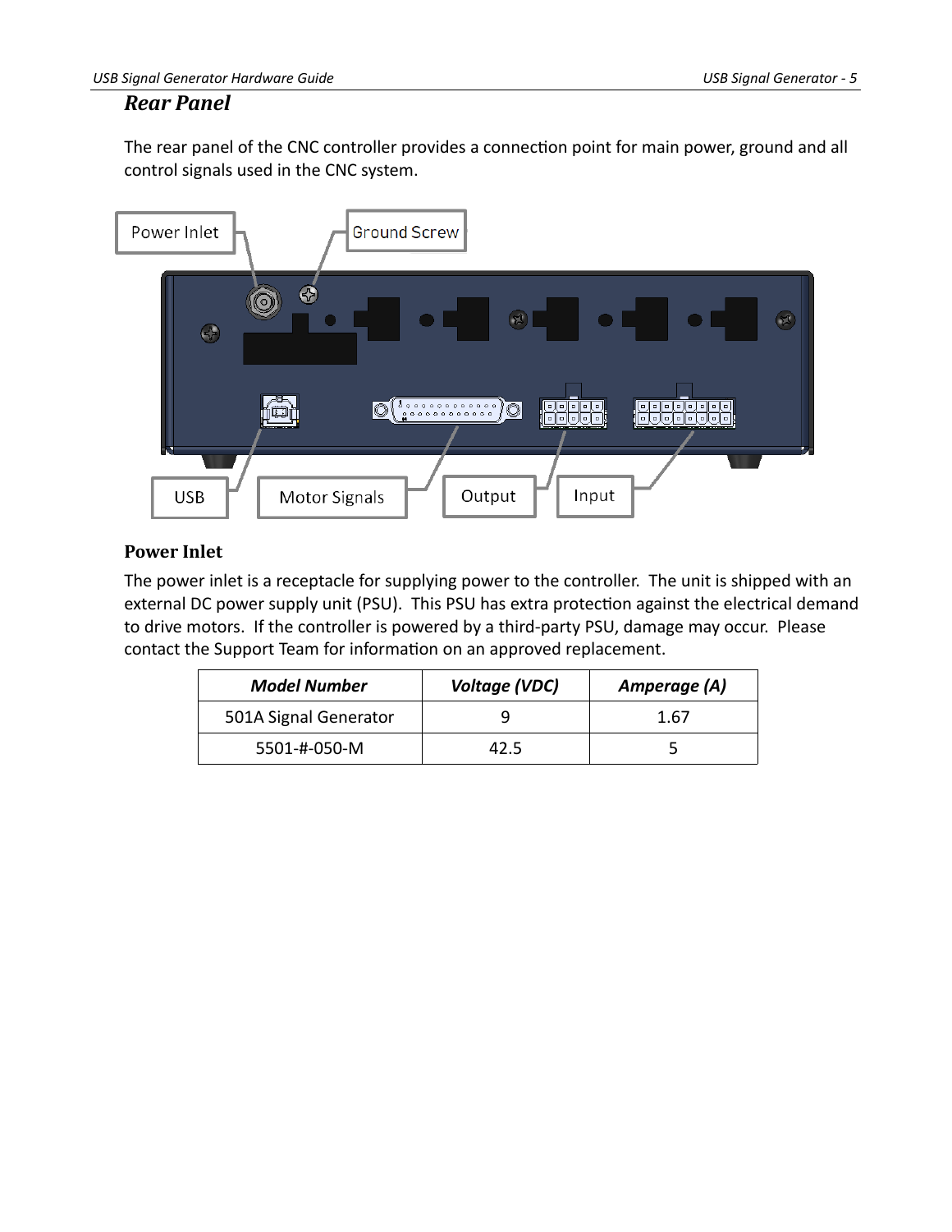## Rear Panel

The rear panel of the CNC controller provides a connection point for main power, ground and all control signals used in the CNC system.

Power Inlet Ground Screw

USB Motor Signals Output Input

### Power Inlet

The power inlet is a receptacle for supplying power to the controller. The unit is shipped with an external DC power supply unit (PSU). This PSU has extra protection against the electrical demand to drive motors. If the controller is powered by a third-party PSU, damage may occur. Please contact the Support Team for information on an approved replacement.

| ***Model Number*** | ***Voltage (VDC)*** | ***Amperage (A)*** |
|---|---|---|
| 501A Signal Generator | 9 | 1.67 |
| 5501-#-050-M | 42.5 | 5 |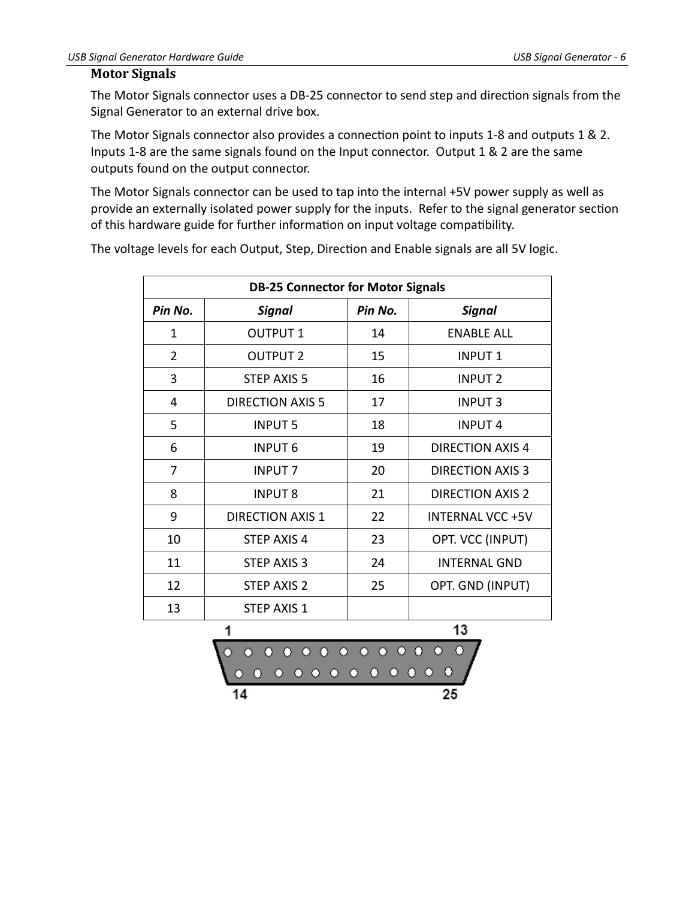## Motor Signals

The Motor Signals connector uses a DB-25 connector to send step and direction signals from the Signal Generator to an external drive box.

The Motor Signals connector also provides a connection point to inputs 1-8 and outputs 1 & 2. Inputs 1-8 are the same signals found on the Input connector. Output 1 & 2 are the same outputs found on the output connector.

The Motor Signals connector can be used to tap into the internal +5V power supply as well as provide an externally isolated power supply for the inputs. Refer to the signal generator section of this hardware guide for further information on input voltage compatibility.

The voltage levels for each Output, Step, Direction and Enable signals are all 5V logic.

| DB-25 Connector for Motor Signals | | | |
|---|---|---|---|
| ***Pin No.*** | ***Signal*** | ***Pin No.*** | ***Signal*** |
| 1 | OUTPUT 1 | 14 | ENABLE ALL |
| 2 | OUTPUT 2 | 15 | INPUT 1 |
| 3 | STEP AXIS 5 | 16 | INPUT 2 |
| 4 | DIRECTION AXIS 5 | 17 | INPUT 3 |
| 5 | INPUT 5 | 18 | INPUT 4 |
| 6 | INPUT 6 | 19 | DIRECTION AXIS 4 |
| 7 | INPUT 7 | 20 | DIRECTION AXIS 3 |
| 8 | INPUT 8 | 21 | DIRECTION AXIS 2 |
| 9 | DIRECTION AXIS 1 | 22 | INTERNAL VCC +5V |
| 10 | STEP AXIS 4 | 23 | OPT. VCC (INPUT) |
| 11 | STEP AXIS 3 | 24 | INTERNAL GND |
| 12 | STEP AXIS 2 | 25 | OPT. GND (INPUT) |
| 13 | STEP AXIS 1 | | |

1 13

14 25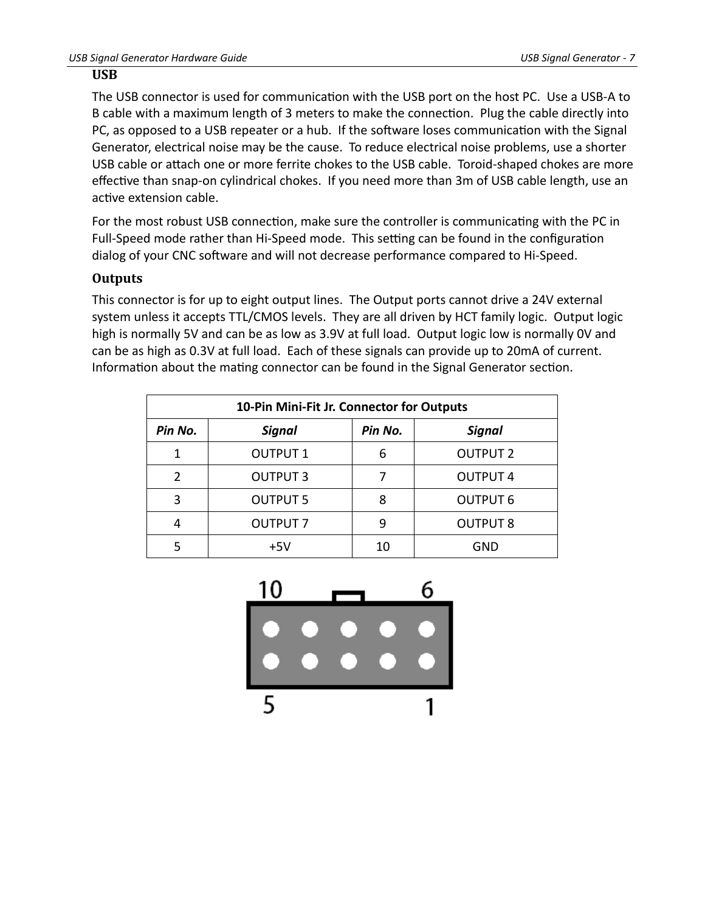## USB

The USB connector is used for communication with the USB port on the host PC. Use a USB-A to B cable with a maximum length of 3 meters to make the connection. Plug the cable directly into PC, as opposed to a USB repeater or a hub. If the software loses communication with the Signal Generator, electrical noise may be the cause. To reduce electrical noise problems, use a shorter USB cable or attach one or more ferrite chokes to the USB cable. Toroid-shaped chokes are more effective than snap-on cylindrical chokes. If you need more than 3m of USB cable length, use an active extension cable.

For the most robust USB connection, make sure the controller is communicating with the PC in Full-Speed mode rather than Hi-Speed mode. This setting can be found in the configuration dialog of your CNC software and will not decrease performance compared to Hi-Speed.

## Outputs

This connector is for up to eight output lines. The Output ports cannot drive a 24V external system unless it accepts TTL/CMOS levels. They are all driven by HCT family logic. Output logic high is normally 5V and can be as low as 3.9V at full load. Output logic low is normally 0V and can be as high as 0.3V at full load. Each of these signals can provide up to 20mA of current. Information about the mating connector can be found in the Signal Generator section.

| 10-Pin Mini-Fit Jr. Connector for Outputs | | | |
|---|---|---|---|
| ***Pin No.*** | ***Signal*** | ***Pin No.*** | ***Signal*** |
| 1 | OUTPUT 1 | 6 | OUTPUT 2 |
| 2 | OUTPUT 3 | 7 | OUTPUT 4 |
| 3 | OUTPUT 5 | 8 | OUTPUT 6 |
| 4 | OUTPUT 7 | 9 | OUTPUT 8 |
| 5 | +5V | 10 | GND |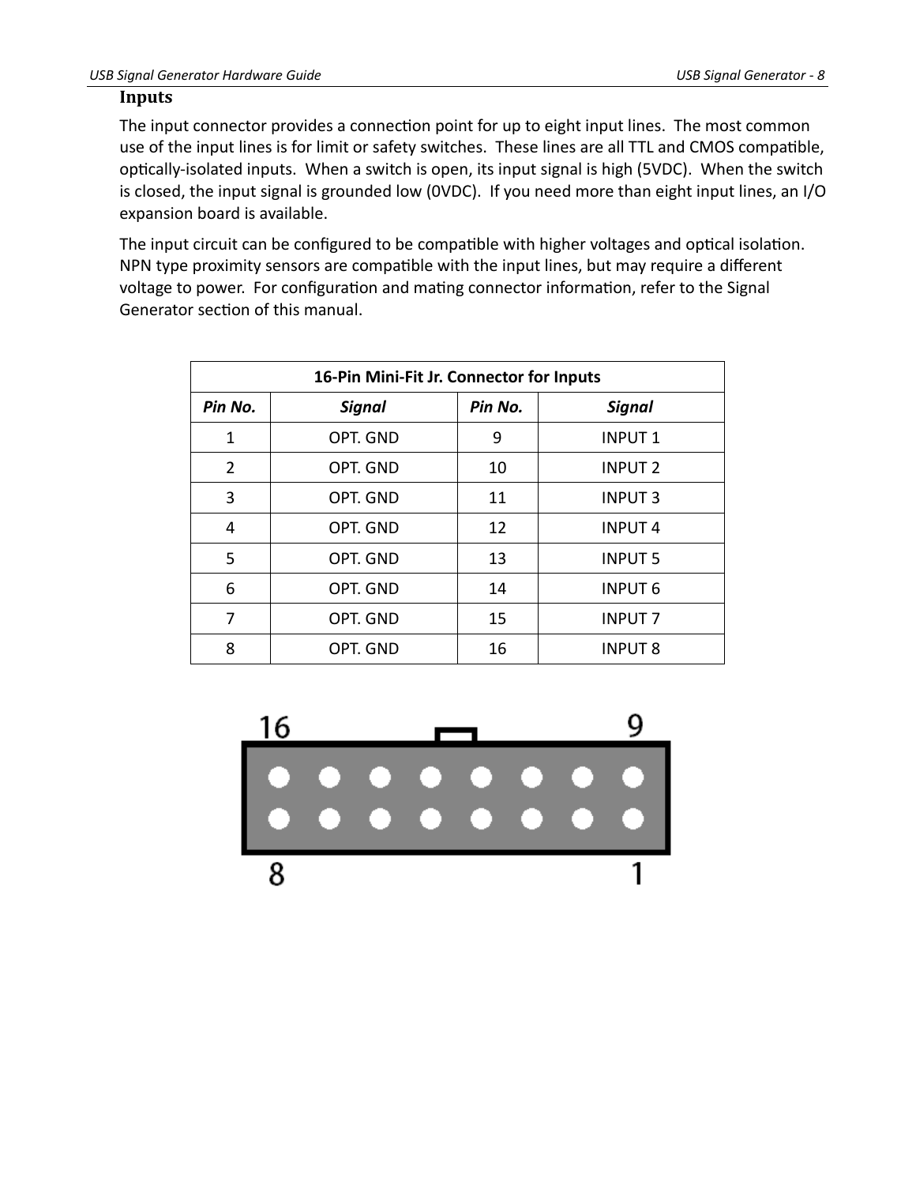## Inputs

The input connector provides a connection point for up to eight input lines. The most common use of the input lines is for limit or safety switches. These lines are all TTL and CMOS compatible, optically-isolated inputs. When a switch is open, its input signal is high (5VDC). When the switch is closed, the input signal is grounded low (0VDC). If you need more than eight input lines, an I/O expansion board is available.

The input circuit can be configured to be compatible with higher voltages and optical isolation. NPN type proximity sensors are compatible with the input lines, but may require a different voltage to power. For configuration and mating connector information, refer to the Signal Generator section of this manual.

| 16-Pin Mini-Fit Jr. Connector for Inputs | | | |
|---|---|---|---|
| *Pin No.* | *Signal* | *Pin No.* | *Signal* |
| 1 | OPT. GND | 9 | INPUT 1 |
| 2 | OPT. GND | 10 | INPUT 2 |
| 3 | OPT. GND | 11 | INPUT 3 |
| 4 | OPT. GND | 12 | INPUT 4 |
| 5 | OPT. GND | 13 | INPUT 5 |
| 6 | OPT. GND | 14 | INPUT 6 |
| 7 | OPT. GND | 15 | INPUT 7 |
| 8 | OPT. GND | 16 | INPUT 8 |

16 9

8 1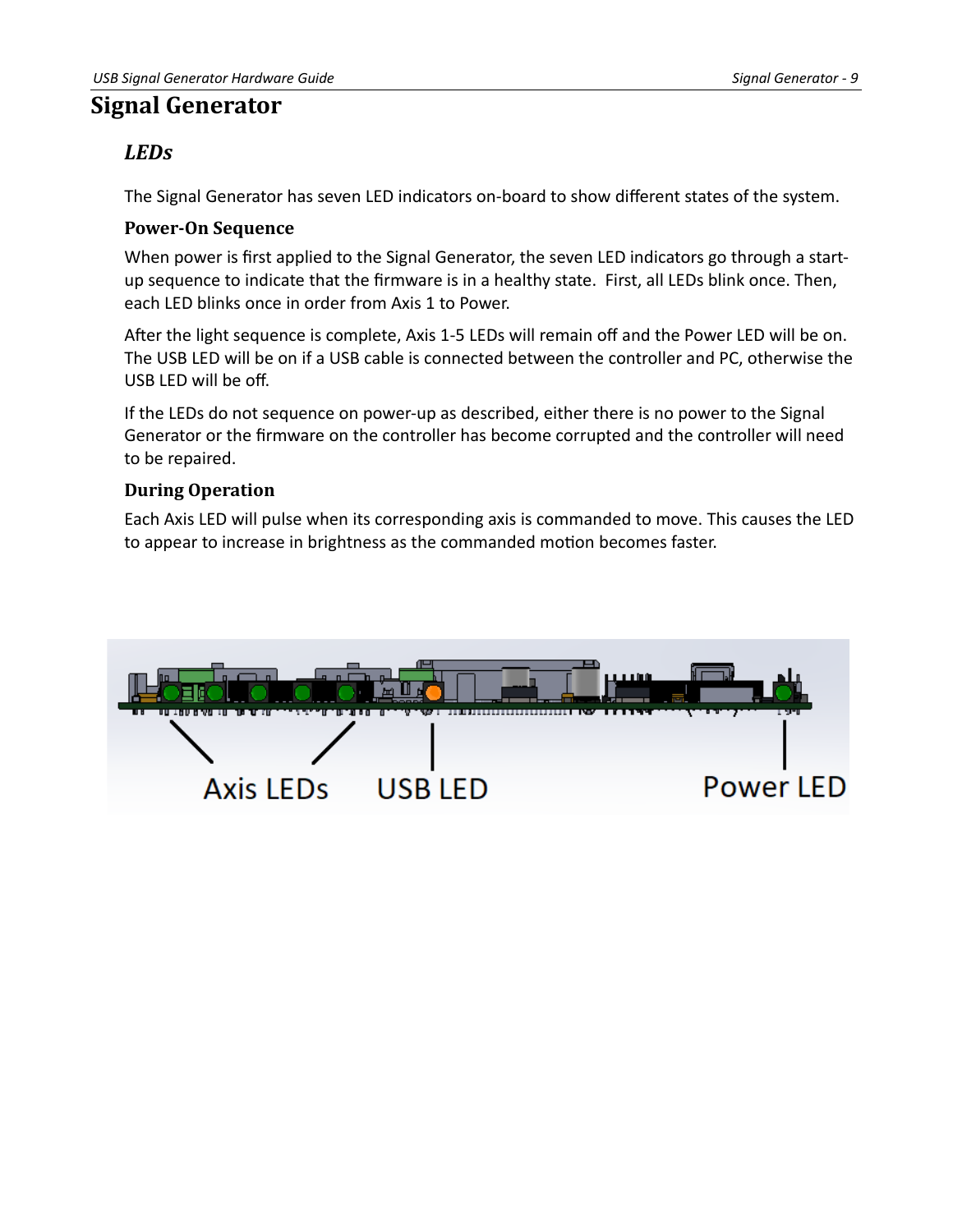# Signal Generator

## LEDs

The Signal Generator has seven LED indicators on-board to show different states of the system.

### Power-On Sequence

When power is first applied to the Signal Generator, the seven LED indicators go through a start-up sequence to indicate that the firmware is in a healthy state. First, all LEDs blink once. Then, each LED blinks once in order from Axis 1 to Power.

After the light sequence is complete, Axis 1-5 LEDs will remain off and the Power LED will be on. The USB LED will be on if a USB cable is connected between the controller and PC, otherwise the USB LED will be off.

If the LEDs do not sequence on power-up as described, either there is no power to the Signal Generator or the firmware on the controller has become corrupted and the controller will need to be repaired.

### During Operation

Each Axis LED will pulse when its corresponding axis is commanded to move. This causes the LED to appear to increase in brightness as the commanded motion becomes faster.

Axis LEDs USB LED Power LED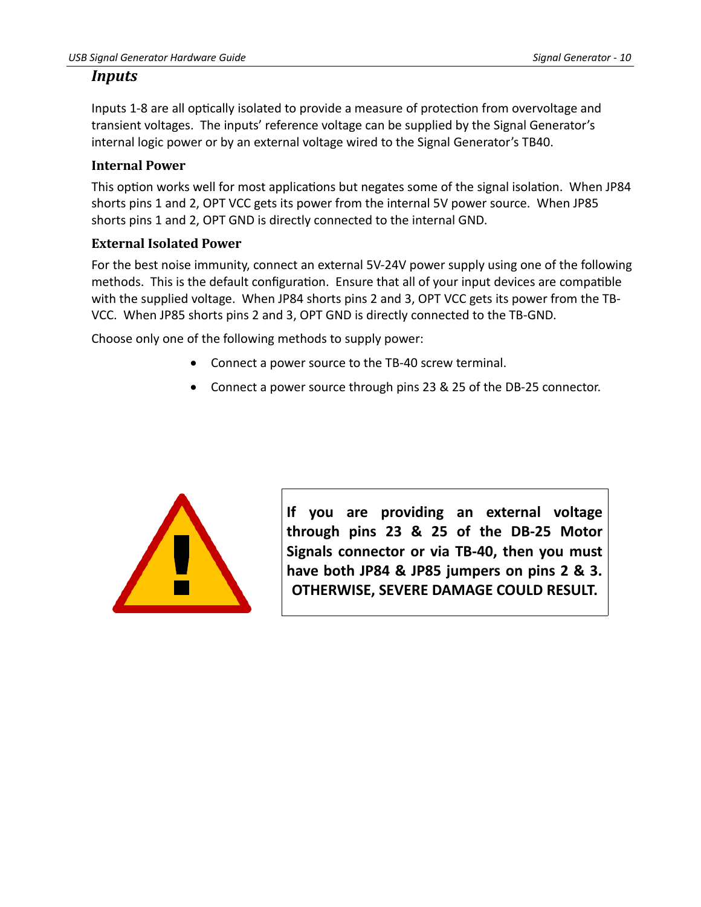## *Inputs*

Inputs 1-8 are all optically isolated to provide a measure of protection from overvoltage and transient voltages. The inputs' reference voltage can be supplied by the Signal Generator's internal logic power or by an external voltage wired to the Signal Generator's TB40.

### Internal Power

This option works well for most applications but negates some of the signal isolation. When JP84 shorts pins 1 and 2, OPT VCC gets its power from the internal 5V power source. When JP85 shorts pins 1 and 2, OPT GND is directly connected to the internal GND.

### External Isolated Power

For the best noise immunity, connect an external 5V-24V power supply using one of the following methods. This is the default configuration. Ensure that all of your input devices are compatible with the supplied voltage. When JP84 shorts pins 2 and 3, OPT VCC gets its power from the TB-VCC. When JP85 shorts pins 2 and 3, OPT GND is directly connected to the TB-GND.

Choose only one of the following methods to supply power:

- Connect a power source to the TB-40 screw terminal.
- Connect a power source through pins 23 & 25 of the DB-25 connector.

**If you are providing an external voltage through pins 23 & 25 of the DB-25 Motor Signals connector or via TB-40, then you must have both JP84 & JP85 jumpers on pins 2 & 3. OTHERWISE, SEVERE DAMAGE COULD RESULT.**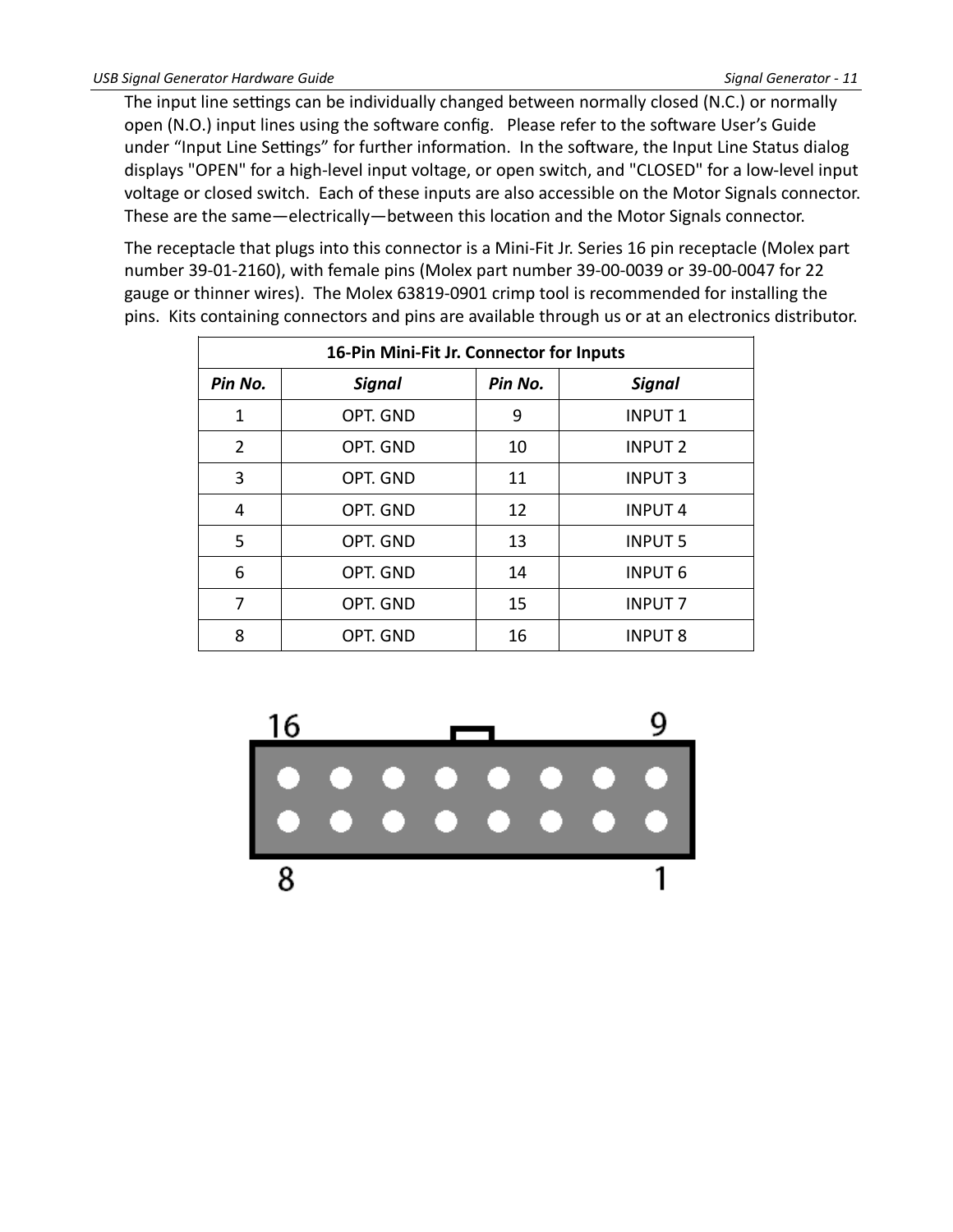The input line settings can be individually changed between normally closed (N.C.) or normally open (N.O.) input lines using the software config.   Please refer to the software User's Guide under "Input Line Settings" for further information.  In the software, the Input Line Status dialog displays "OPEN" for a high-level input voltage, or open switch, and "CLOSED" for a low-level input voltage or closed switch.  Each of these inputs are also accessible on the Motor Signals connector. These are the same—electrically—between this location and the Motor Signals connector.

The receptacle that plugs into this connector is a Mini-Fit Jr. Series 16 pin receptacle (Molex part number 39-01-2160), with female pins (Molex part number 39-00-0039 or 39-00-0047 for 22 gauge or thinner wires).  The Molex 63819-0901 crimp tool is recommended for installing the pins.  Kits containing connectors and pins are available through us or at an electronics distributor.

| 16-Pin Mini-Fit Jr. Connector for Inputs | | | |
|---|---|---|---|
| ***Pin No.*** | ***Signal*** | ***Pin No.*** | ***Signal*** |
| 1 | OPT. GND | 9 | INPUT 1 |
| 2 | OPT. GND | 10 | INPUT 2 |
| 3 | OPT. GND | 11 | INPUT 3 |
| 4 | OPT. GND | 12 | INPUT 4 |
| 5 | OPT. GND | 13 | INPUT 5 |
| 6 | OPT. GND | 14 | INPUT 6 |
| 7 | OPT. GND | 15 | INPUT 7 |
| 8 | OPT. GND | 16 | INPUT 8 |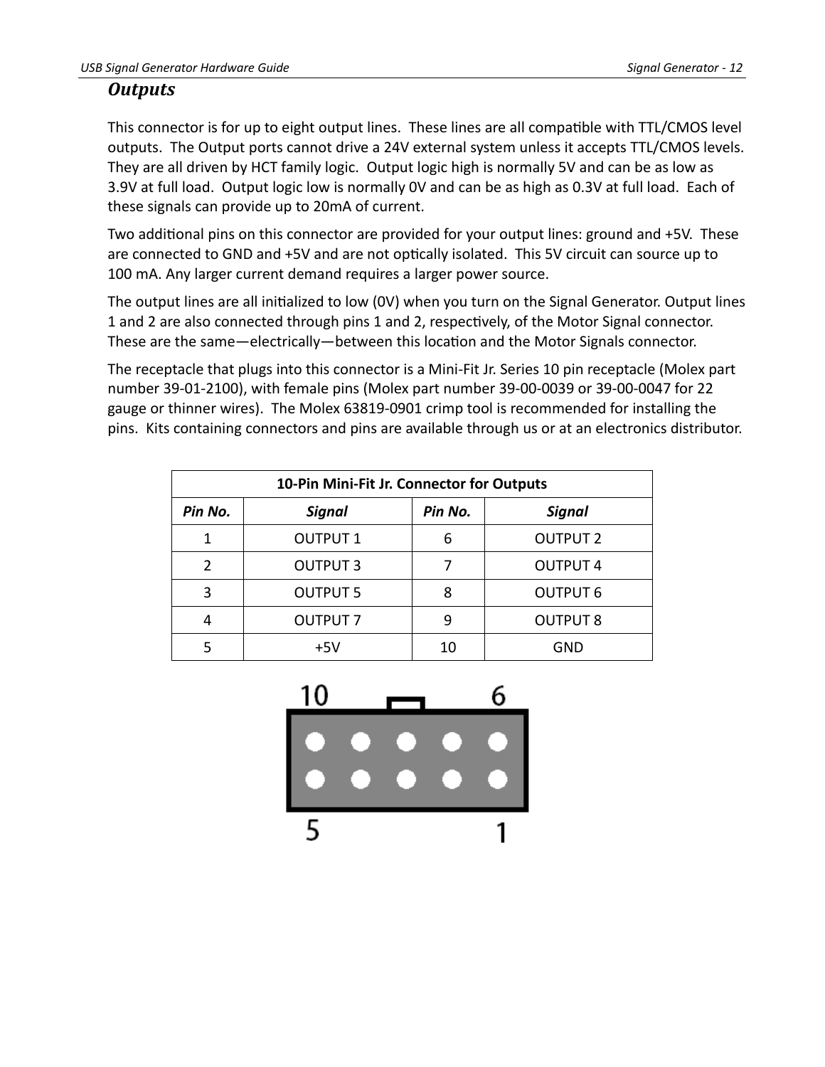### *Outputs*

This connector is for up to eight output lines. These lines are all compatible with TTL/CMOS level outputs. The Output ports cannot drive a 24V external system unless it accepts TTL/CMOS levels. They are all driven by HCT family logic. Output logic high is normally 5V and can be as low as 3.9V at full load. Output logic low is normally 0V and can be as high as 0.3V at full load. Each of these signals can provide up to 20mA of current.

Two additional pins on this connector are provided for your output lines: ground and +5V. These are connected to GND and +5V and are not optically isolated. This 5V circuit can source up to 100 mA. Any larger current demand requires a larger power source.

The output lines are all initialized to low (0V) when you turn on the Signal Generator. Output lines 1 and 2 are also connected through pins 1 and 2, respectively, of the Motor Signal connector. These are the same—electrically—between this location and the Motor Signals connector.

The receptacle that plugs into this connector is a Mini-Fit Jr. Series 10 pin receptacle (Molex part number 39-01-2100), with female pins (Molex part number 39-00-0039 or 39-00-0047 for 22 gauge or thinner wires). The Molex 63819-0901 crimp tool is recommended for installing the pins. Kits containing connectors and pins are available through us or at an electronics distributor.

| 10-Pin Mini-Fit Jr. Connector for Outputs | | | |
|---|---|---|---|
| *Pin No.* | *Signal* | *Pin No.* | *Signal* |
| 1 | OUTPUT 1 | 6 | OUTPUT 2 |
| 2 | OUTPUT 3 | 7 | OUTPUT 4 |
| 3 | OUTPUT 5 | 8 | OUTPUT 6 |
| 4 | OUTPUT 7 | 9 | OUTPUT 8 |
| 5 | +5V | 10 | GND |

10 6

5 1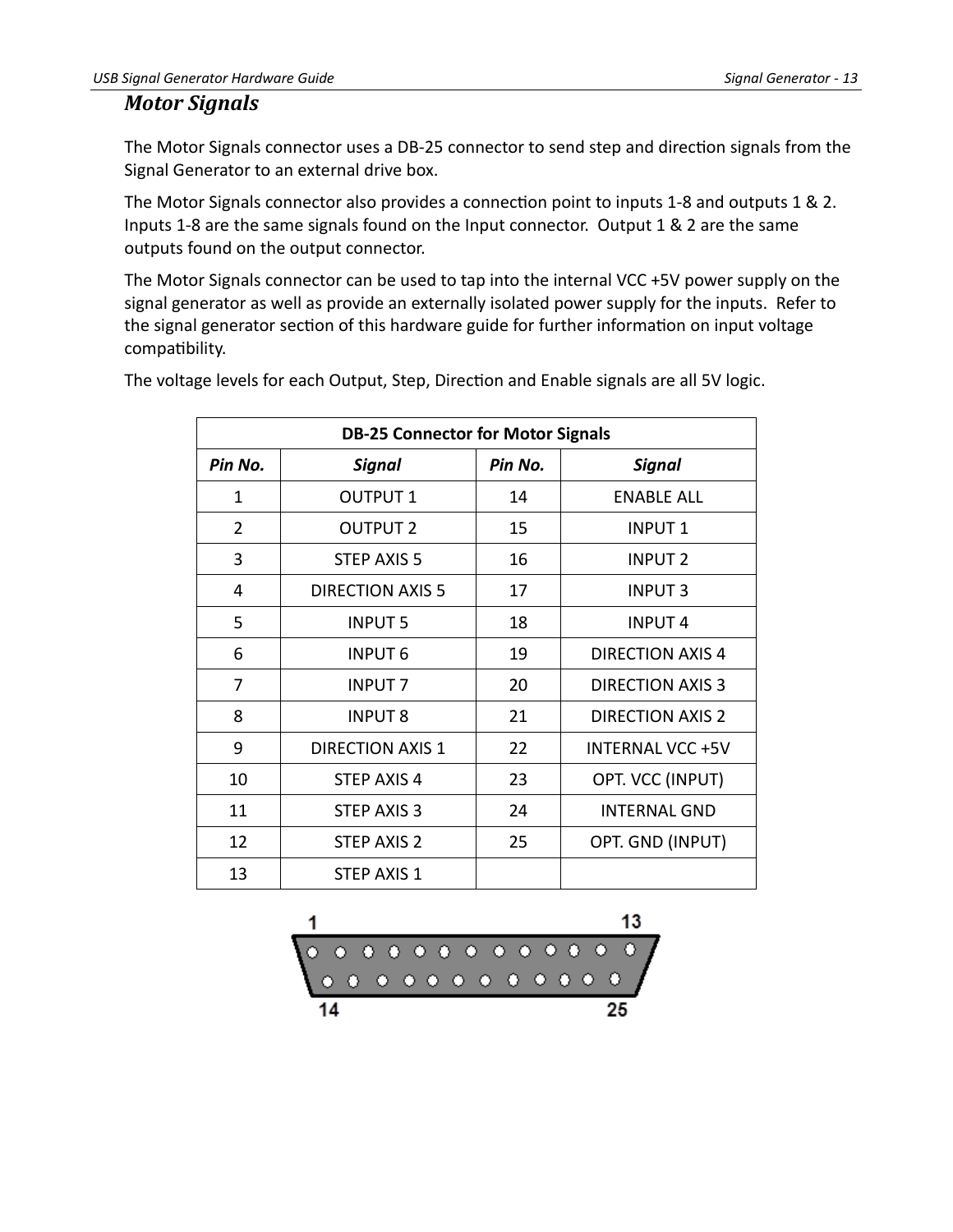## Motor Signals

The Motor Signals connector uses a DB-25 connector to send step and direction signals from the Signal Generator to an external drive box.

The Motor Signals connector also provides a connection point to inputs 1-8 and outputs 1 & 2. Inputs 1-8 are the same signals found on the Input connector. Output 1 & 2 are the same outputs found on the output connector.

The Motor Signals connector can be used to tap into the internal VCC +5V power supply on the signal generator as well as provide an externally isolated power supply for the inputs. Refer to the signal generator section of this hardware guide for further information on input voltage compatibility.

The voltage levels for each Output, Step, Direction and Enable signals are all 5V logic.

| DB-25 Connector for Motor Signals | | | |
|---|---|---|---|
| ***Pin No.*** | ***Signal*** | ***Pin No.*** | ***Signal*** |
| 1 | OUTPUT 1 | 14 | ENABLE ALL |
| 2 | OUTPUT 2 | 15 | INPUT 1 |
| 3 | STEP AXIS 5 | 16 | INPUT 2 |
| 4 | DIRECTION AXIS 5 | 17 | INPUT 3 |
| 5 | INPUT 5 | 18 | INPUT 4 |
| 6 | INPUT 6 | 19 | DIRECTION AXIS 4 |
| 7 | INPUT 7 | 20 | DIRECTION AXIS 3 |
| 8 | INPUT 8 | 21 | DIRECTION AXIS 2 |
| 9 | DIRECTION AXIS 1 | 22 | INTERNAL VCC +5V |
| 10 | STEP AXIS 4 | 23 | OPT. VCC (INPUT) |
| 11 | STEP AXIS 3 | 24 | INTERNAL GND |
| 12 | STEP AXIS 2 | 25 | OPT. GND (INPUT) |
| 13 | STEP AXIS 1 | | |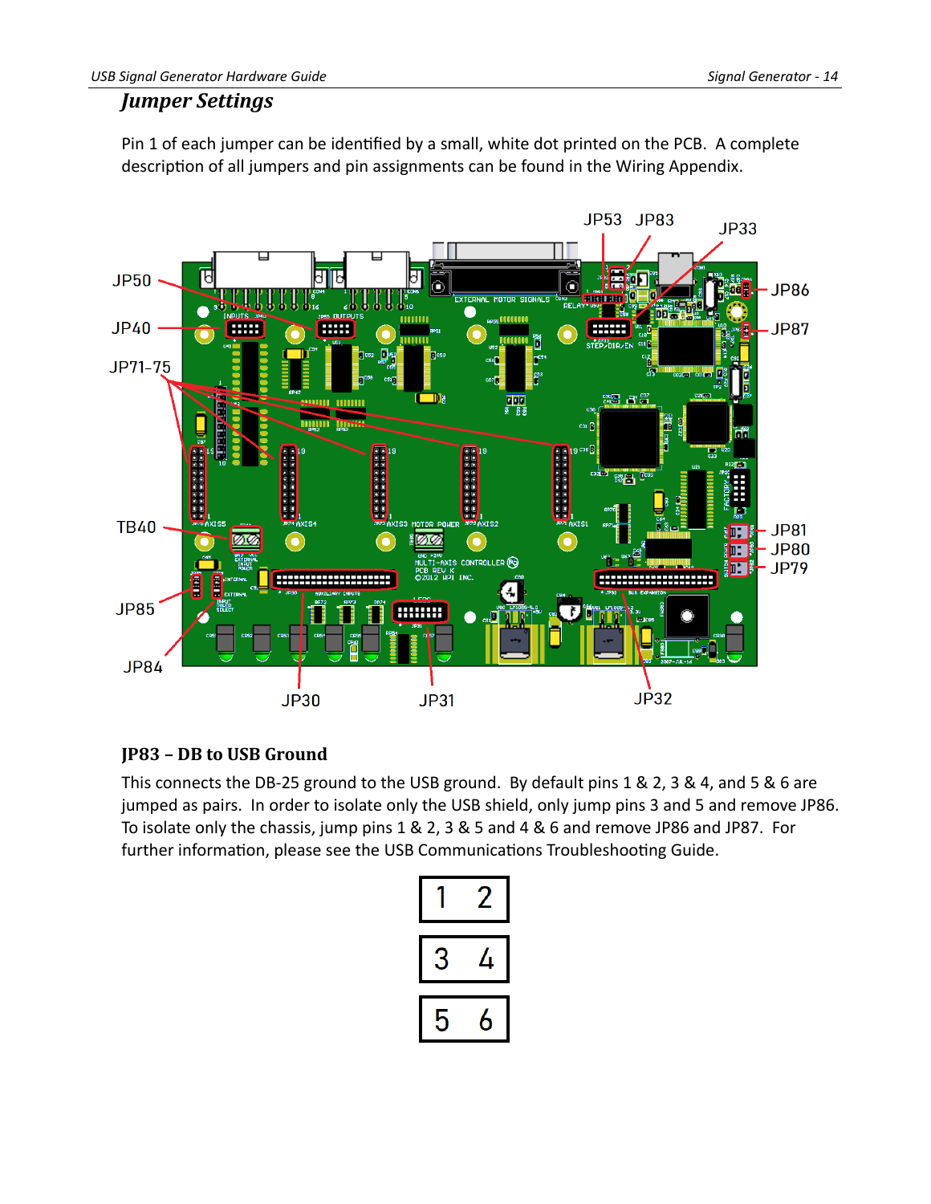## Jumper Settings

Pin 1 of each jumper can be identified by a small, white dot printed on the PCB. A complete description of all jumpers and pin assignments can be found in the Wiring Appendix.

### JP83 – DB to USB Ground

This connects the DB-25 ground to the USB ground. By default pins 1 & 2, 3 & 4, and 5 & 6 are jumped as pairs. In order to isolate only the USB shield, only jump pins 3 and 5 and remove JP86. To isolate only the chassis, jump pins 1 & 2, 3 & 5 and 4 & 6 and remove JP86 and JP87. For further information, please see the USB Communications Troubleshooting Guide.

| 1 | 2 |
|---|---|
| 3 | 4 |
| 5 | 6 |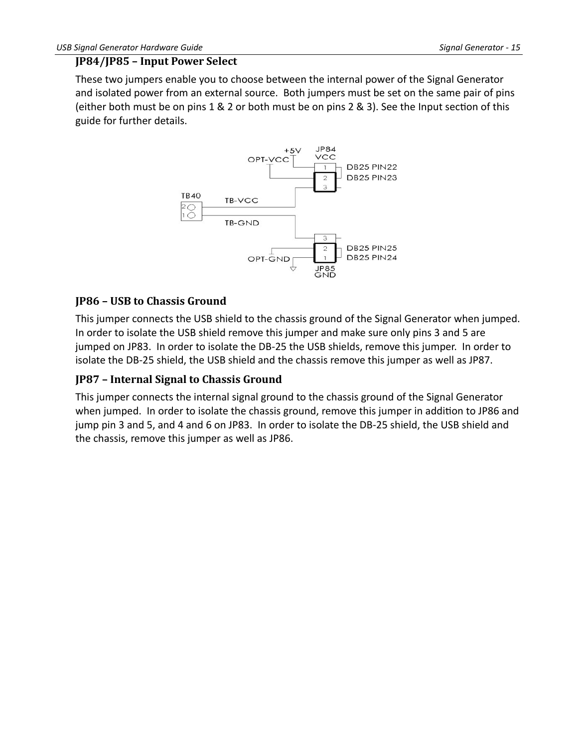### JP84/JP85 – Input Power Select

These two jumpers enable you to choose between the internal power of the Signal Generator and isolated power from an external source. Both jumpers must be set on the same pair of pins (either both must be on pins 1 & 2 or both must be on pins 2 & 3). See the Input section of this guide for further details.

### JP86 – USB to Chassis Ground

This jumper connects the USB shield to the chassis ground of the Signal Generator when jumped. In order to isolate the USB shield remove this jumper and make sure only pins 3 and 5 are jumped on JP83. In order to isolate the DB-25 the USB shields, remove this jumper. In order to isolate the DB-25 shield, the USB shield and the chassis remove this jumper as well as JP87.

### JP87 – Internal Signal to Chassis Ground

This jumper connects the internal signal ground to the chassis ground of the Signal Generator when jumped. In order to isolate the chassis ground, remove this jumper in addition to JP86 and jump pin 3 and 5, and 4 and 6 on JP83. In order to isolate the DB-25 shield, the USB shield and the chassis, remove this jumper as well as JP86.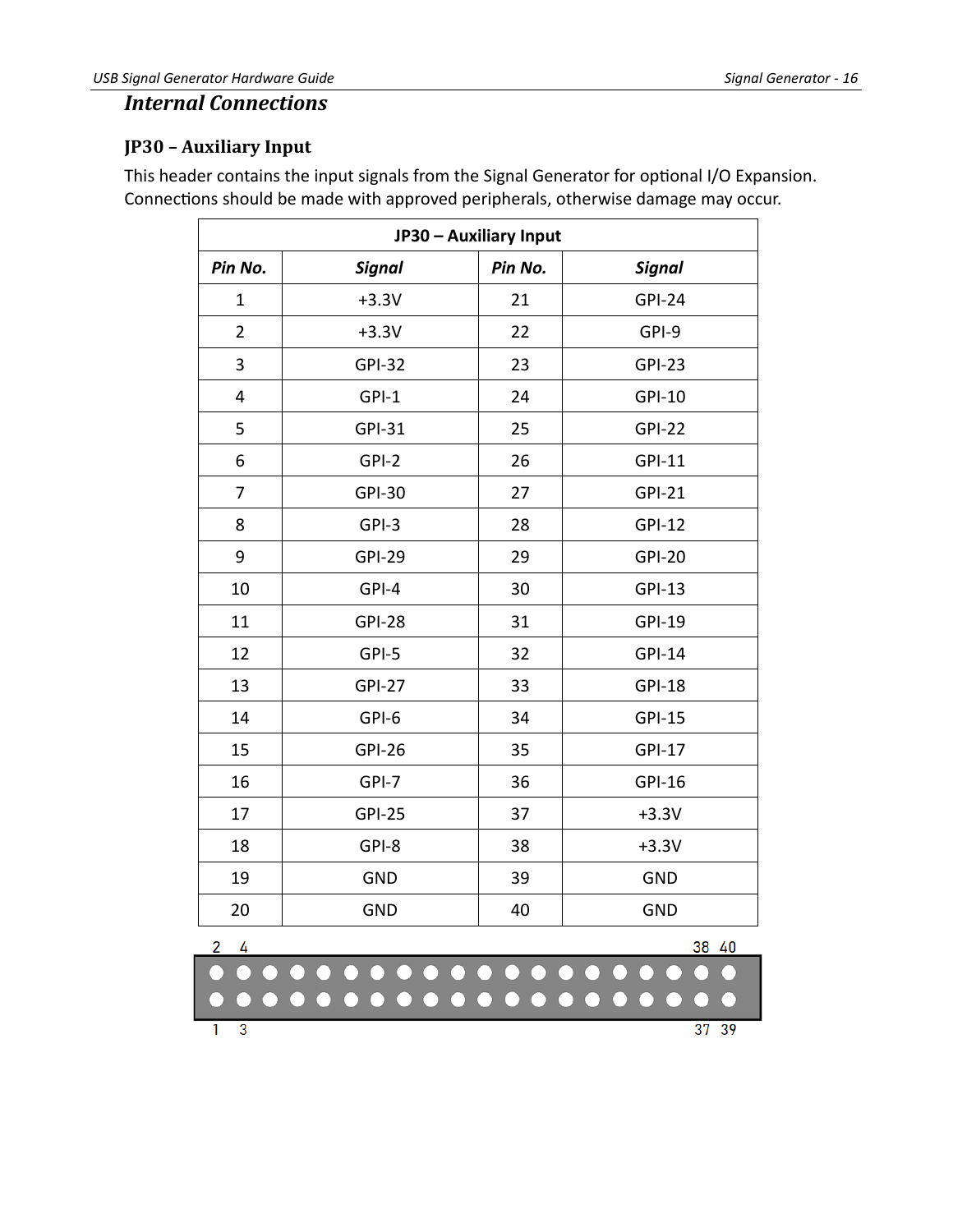## Internal Connections

### JP30 – Auxiliary Input

This header contains the input signals from the Signal Generator for optional I/O Expansion. Connections should be made with approved peripherals, otherwise damage may occur.

| JP30 – Auxiliary Input | | | |
|---|---|---|---|
| ***Pin No.*** | ***Signal*** | ***Pin No.*** | ***Signal*** |
| 1 | +3.3V | 21 | GPI-24 |
| 2 | +3.3V | 22 | GPI-9 |
| 3 | GPI-32 | 23 | GPI-23 |
| 4 | GPI-1 | 24 | GPI-10 |
| 5 | GPI-31 | 25 | GPI-22 |
| 6 | GPI-2 | 26 | GPI-11 |
| 7 | GPI-30 | 27 | GPI-21 |
| 8 | GPI-3 | 28 | GPI-12 |
| 9 | GPI-29 | 29 | GPI-20 |
| 10 | GPI-4 | 30 | GPI-13 |
| 11 | GPI-28 | 31 | GPI-19 |
| 12 | GPI-5 | 32 | GPI-14 |
| 13 | GPI-27 | 33 | GPI-18 |
| 14 | GPI-6 | 34 | GPI-15 |
| 15 | GPI-26 | 35 | GPI-17 |
| 16 | GPI-7 | 36 | GPI-16 |
| 17 | GPI-25 | 37 | +3.3V |
| 18 | GPI-8 | 38 | +3.3V |
| 19 | GND | 39 | GND |
| 20 | GND | 40 | GND |

2 4 38 40

1 3 37 39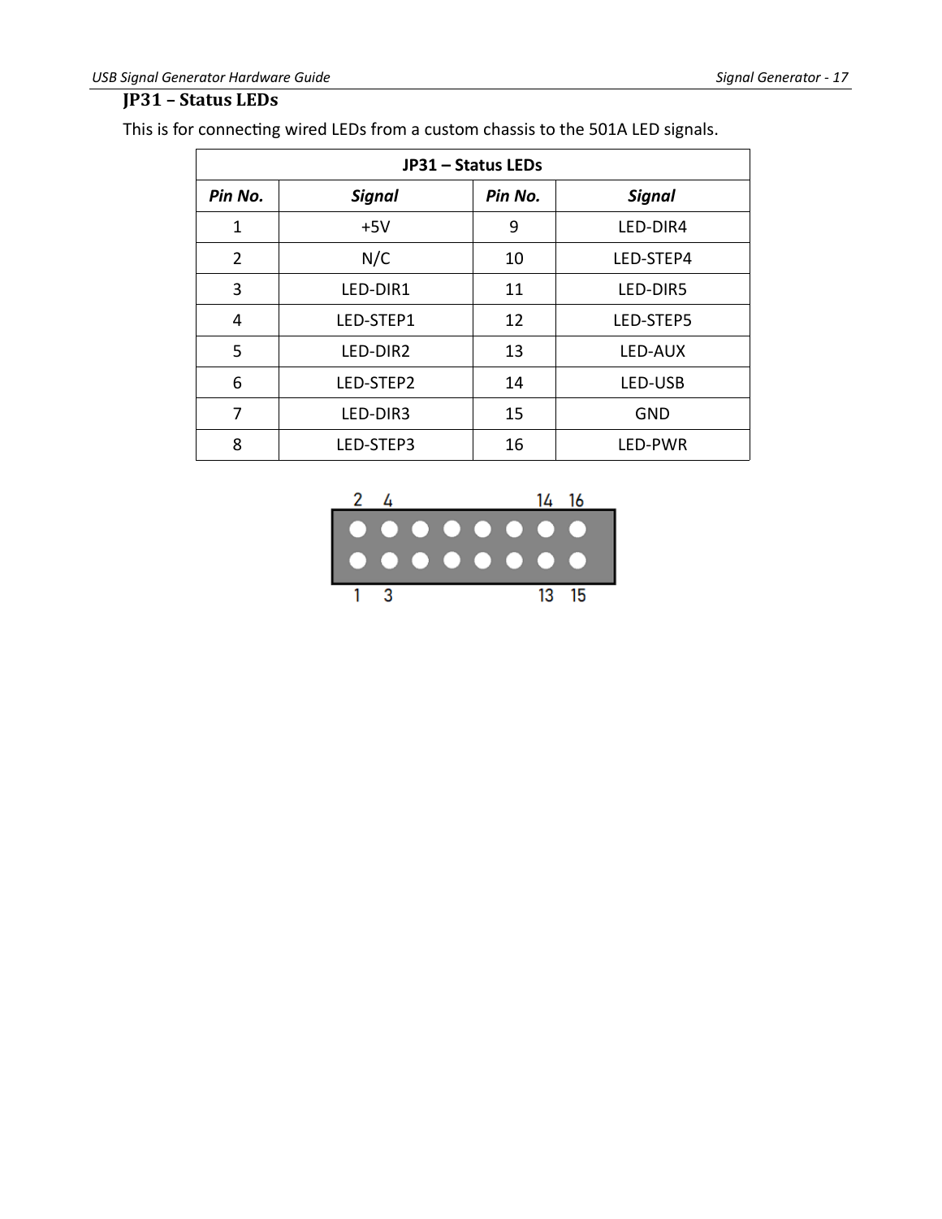### JP31 – Status LEDs

This is for connecting wired LEDs from a custom chassis to the 501A LED signals.

| JP31 – Status LEDs | | | |
|---|---|---|---|
| ***Pin No.*** | ***Signal*** | ***Pin No.*** | ***Signal*** |
| 1 | +5V | 9 | LED-DIR4 |
| 2 | N/C | 10 | LED-STEP4 |
| 3 | LED-DIR1 | 11 | LED-DIR5 |
| 4 | LED-STEP1 | 12 | LED-STEP5 |
| 5 | LED-DIR2 | 13 | LED-AUX |
| 6 | LED-STEP2 | 14 | LED-USB |
| 7 | LED-DIR3 | 15 | GND |
| 8 | LED-STEP3 | 16 | LED-PWR |

2 4 14 16

1 3 13 15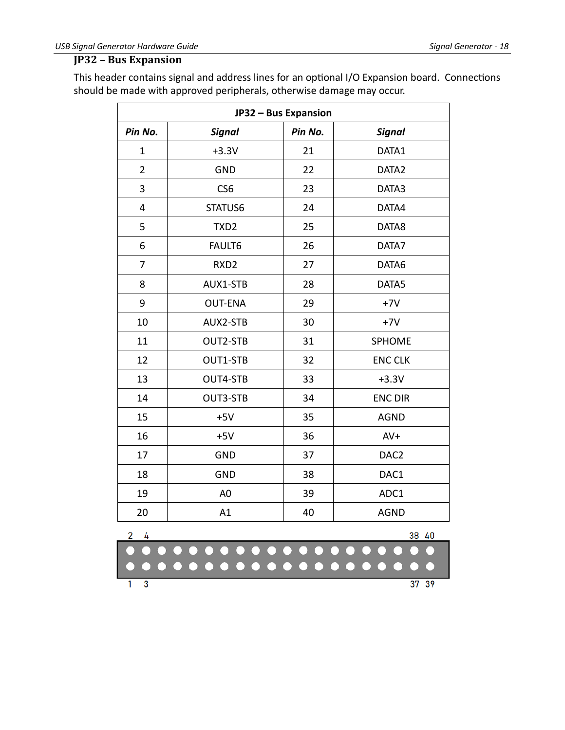### JP32 – Bus Expansion

This header contains signal and address lines for an optional I/O Expansion board. Connections should be made with approved peripherals, otherwise damage may occur.

| JP32 – Bus Expansion | | | |
|---|---|---|---|
| ***Pin No.*** | ***Signal*** | ***Pin No.*** | ***Signal*** |
| 1 | +3.3V | 21 | DATA1 |
| 2 | GND | 22 | DATA2 |
| 3 | CS6 | 23 | DATA3 |
| 4 | STATUS6 | 24 | DATA4 |
| 5 | TXD2 | 25 | DATA8 |
| 6 | FAULT6 | 26 | DATA7 |
| 7 | RXD2 | 27 | DATA6 |
| 8 | AUX1-STB | 28 | DATA5 |
| 9 | OUT-ENA | 29 | +7V |
| 10 | AUX2-STB | 30 | +7V |
| 11 | OUT2-STB | 31 | SPHOME |
| 12 | OUT1-STB | 32 | ENC CLK |
| 13 | OUT4-STB | 33 | +3.3V |
| 14 | OUT3-STB | 34 | ENC DIR |
| 15 | +5V | 35 | AGND |
| 16 | +5V | 36 | AV+ |
| 17 | GND | 37 | DAC2 |
| 18 | GND | 38 | DAC1 |
| 19 | A0 | 39 | ADC1 |
| 20 | A1 | 40 | AGND |

2 4 38 40

1 3 37 39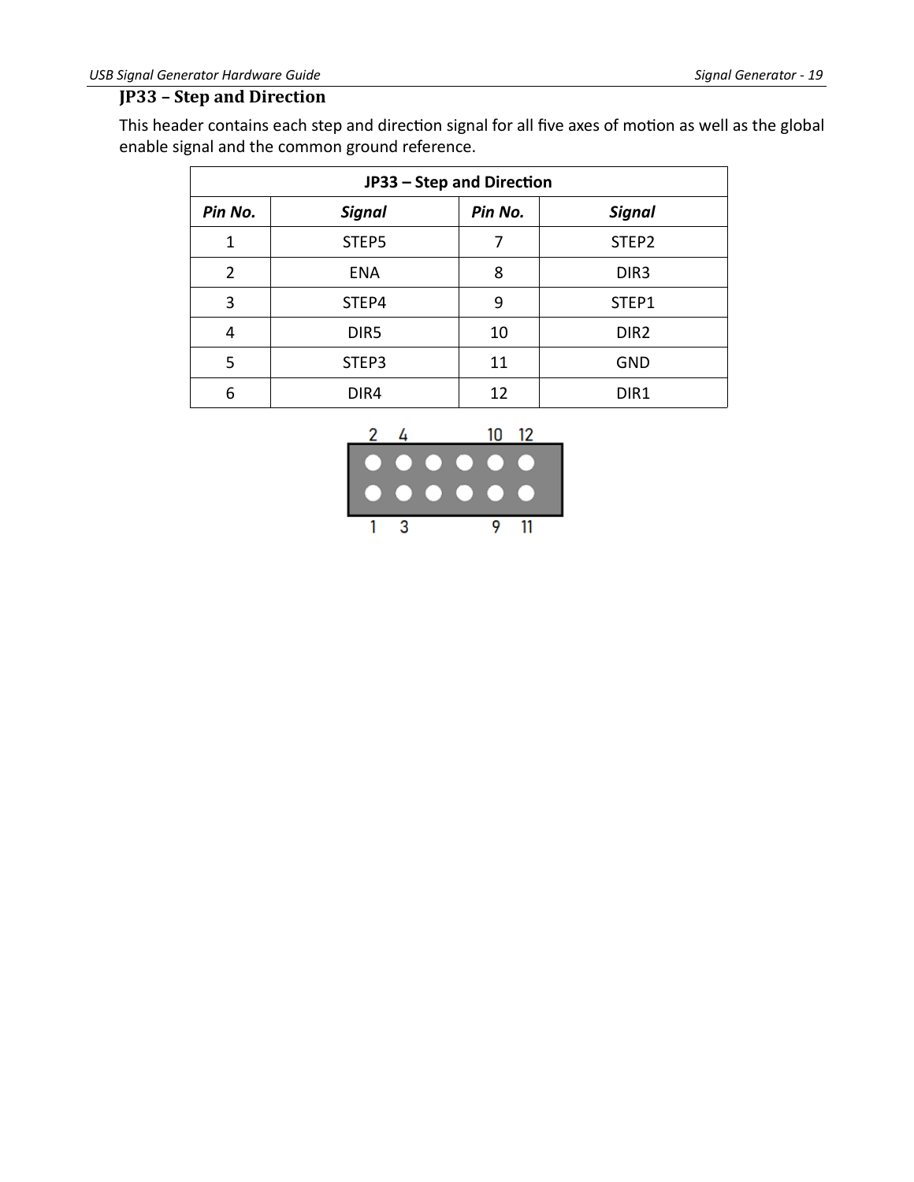### JP33 – Step and Direction

This header contains each step and direction signal for all five axes of motion as well as the global enable signal and the common ground reference.

| JP33 – Step and Direction | | | |
|---|---|---|---|
| ***Pin No.*** | ***Signal*** | ***Pin No.*** | ***Signal*** |
| 1 | STEP5 | 7 | STEP2 |
| 2 | ENA | 8 | DIR3 |
| 3 | STEP4 | 9 | STEP1 |
| 4 | DIR5 | 10 | DIR2 |
| 5 | STEP3 | 11 | GND |
| 6 | DIR4 | 12 | DIR1 |

2 4 10 12

1 3 9 11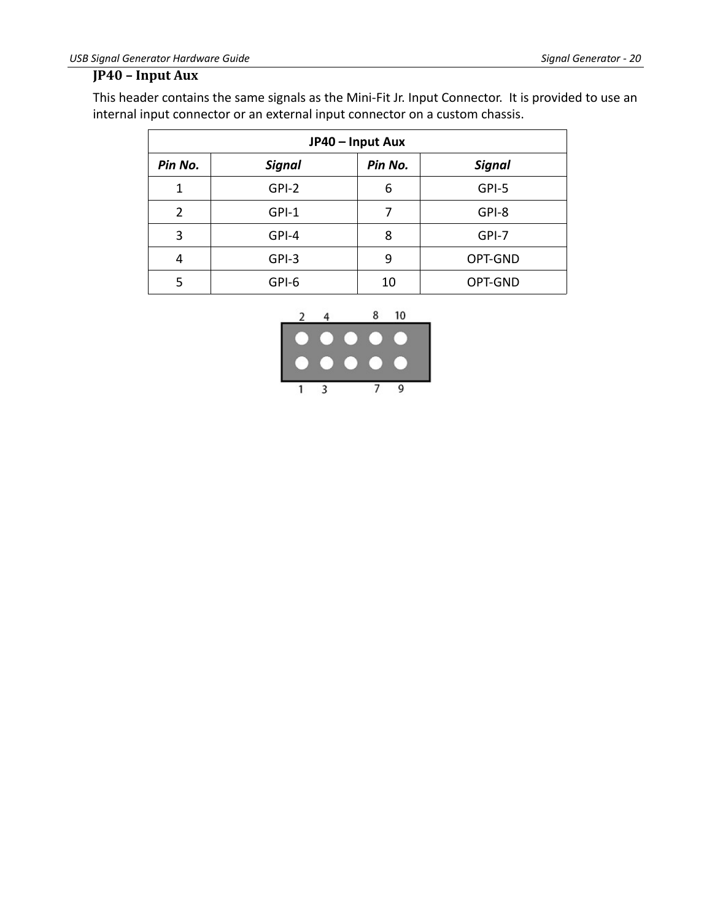## JP40 – Input Aux

This header contains the same signals as the Mini-Fit Jr. Input Connector. It is provided to use an internal input connector or an external input connector on a custom chassis.

| JP40 – Input Aux | | | |
|---|---|---|---|
| ***Pin No.*** | ***Signal*** | ***Pin No.*** | ***Signal*** |
| 1 | GPI-2 | 6 | GPI-5 |
| 2 | GPI-1 | 7 | GPI-8 |
| 3 | GPI-4 | 8 | GPI-7 |
| 4 | GPI-3 | 9 | OPT-GND |
| 5 | GPI-6 | 10 | OPT-GND |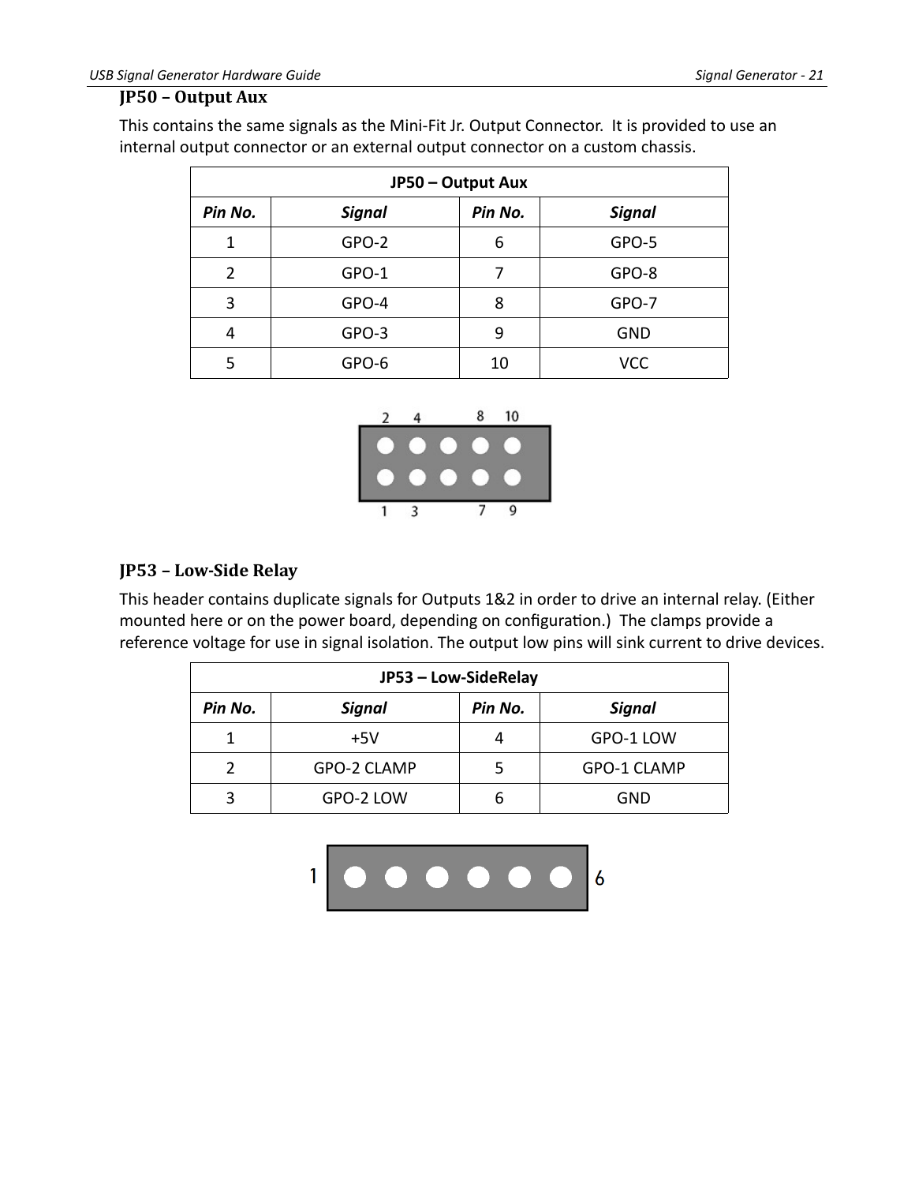## JP50 – Output Aux

This contains the same signals as the Mini-Fit Jr. Output Connector. It is provided to use an internal output connector or an external output connector on a custom chassis.

| JP50 – Output Aux | | | |
|---|---|---|---|
| *Pin No.* | *Signal* | *Pin No.* | *Signal* |
| 1 | GPO-2 | 6 | GPO-5 |
| 2 | GPO-1 | 7 | GPO-8 |
| 3 | GPO-4 | 8 | GPO-7 |
| 4 | GPO-3 | 9 | GND |
| 5 | GPO-6 | 10 | VCC |

## JP53 – Low-Side Relay

This header contains duplicate signals for Outputs 1&2 in order to drive an internal relay. (Either mounted here or on the power board, depending on configuration.) The clamps provide a reference voltage for use in signal isolation. The output low pins will sink current to drive devices.

| JP53 – Low-SideRelay | | | |
|---|---|---|---|
| *Pin No.* | *Signal* | *Pin No.* | *Signal* |
| 1 | +5V | 4 | GPO-1 LOW |
| 2 | GPO-2 CLAMP | 5 | GPO-1 CLAMP |
| 3 | GPO-2 LOW | 6 | GND |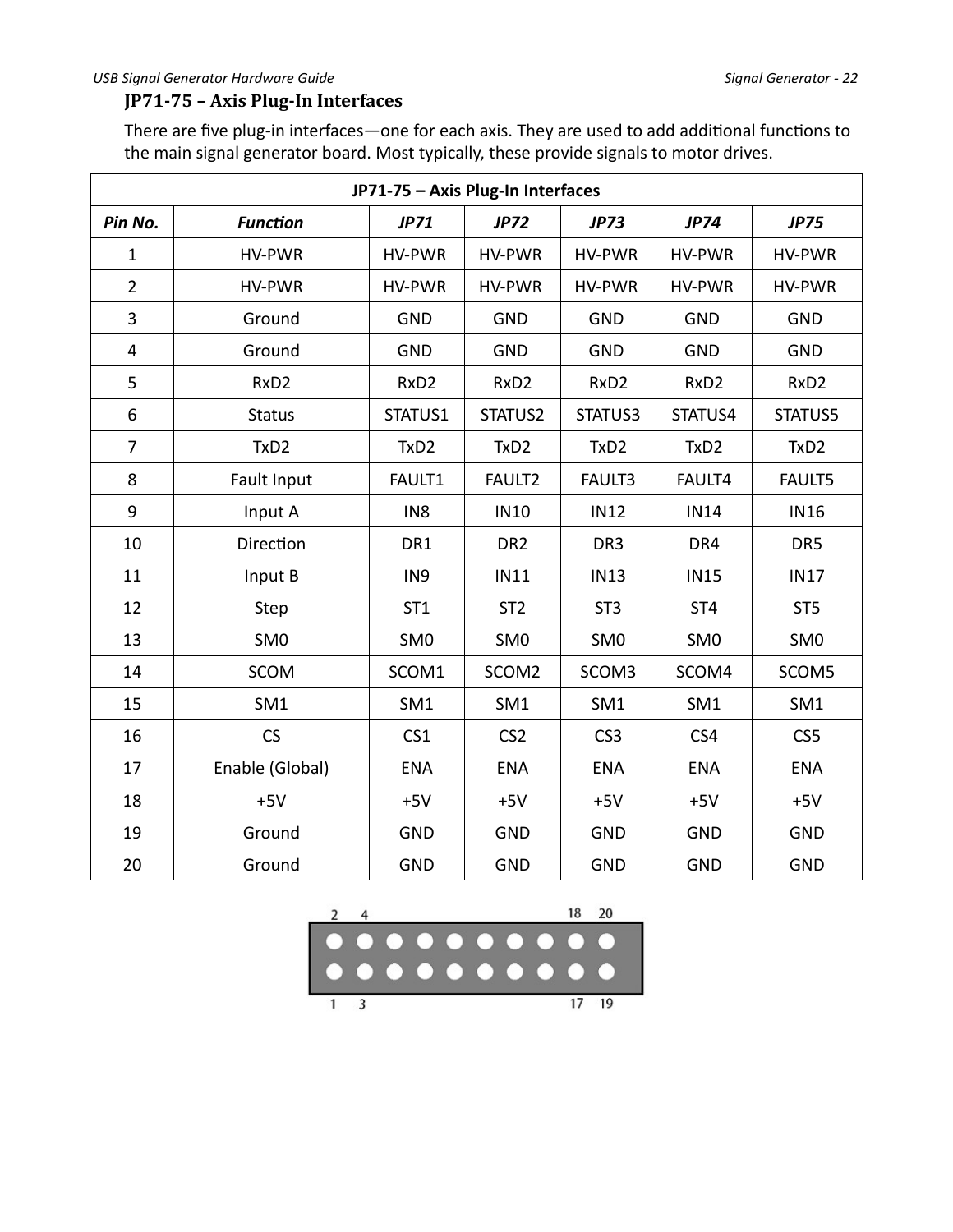## JP71-75 – Axis Plug-In Interfaces

There are five plug-in interfaces—one for each axis. They are used to add additional functions to the main signal generator board. Most typically, these provide signals to motor drives.

| JP71-75 – Axis Plug-In Interfaces | | | | | | |
|---|---|---|---|---|---|---|
| ***Pin No.*** | ***Function*** | ***JP71*** | ***JP72*** | ***JP73*** | ***JP74*** | ***JP75*** |
| 1 | HV-PWR | HV-PWR | HV-PWR | HV-PWR | HV-PWR | HV-PWR |
| 2 | HV-PWR | HV-PWR | HV-PWR | HV-PWR | HV-PWR | HV-PWR |
| 3 | Ground | GND | GND | GND | GND | GND |
| 4 | Ground | GND | GND | GND | GND | GND |
| 5 | RxD2 | RxD2 | RxD2 | RxD2 | RxD2 | RxD2 |
| 6 | Status | STATUS1 | STATUS2 | STATUS3 | STATUS4 | STATUS5 |
| 7 | TxD2 | TxD2 | TxD2 | TxD2 | TxD2 | TxD2 |
| 8 | Fault Input | FAULT1 | FAULT2 | FAULT3 | FAULT4 | FAULT5 |
| 9 | Input A | IN8 | IN10 | IN12 | IN14 | IN16 |
| 10 | Direction | DR1 | DR2 | DR3 | DR4 | DR5 |
| 11 | Input B | IN9 | IN11 | IN13 | IN15 | IN17 |
| 12 | Step | ST1 | ST2 | ST3 | ST4 | ST5 |
| 13 | SM0 | SM0 | SM0 | SM0 | SM0 | SM0 |
| 14 | SCOM | SCOM1 | SCOM2 | SCOM3 | SCOM4 | SCOM5 |
| 15 | SM1 | SM1 | SM1 | SM1 | SM1 | SM1 |
| 16 | CS | CS1 | CS2 | CS3 | CS4 | CS5 |
| 17 | Enable (Global) | ENA | ENA | ENA | ENA | ENA |
| 18 | +5V | +5V | +5V | +5V | +5V | +5V |
| 19 | Ground | GND | GND | GND | GND | GND |
| 20 | Ground | GND | GND | GND | GND | GND |

2 4 18 20

1 3 17 19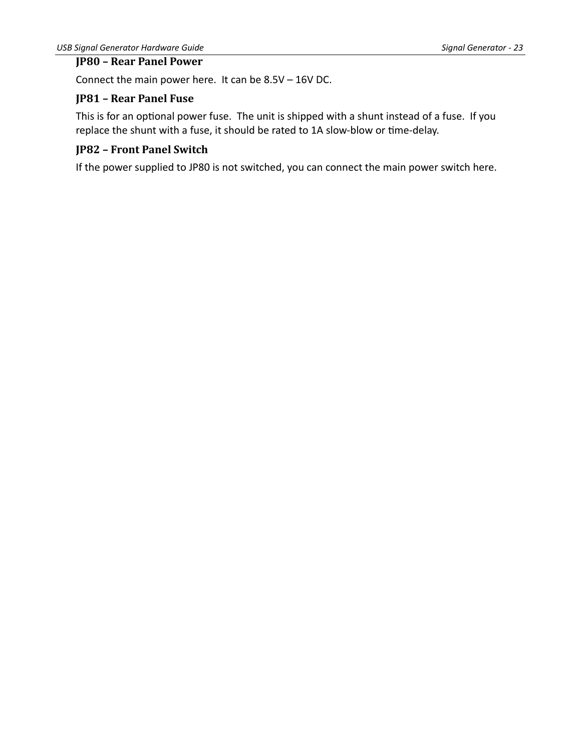### JP80 – Rear Panel Power

Connect the main power here. It can be 8.5V – 16V DC.

### JP81 – Rear Panel Fuse

This is for an optional power fuse. The unit is shipped with a shunt instead of a fuse. If you replace the shunt with a fuse, it should be rated to 1A slow-blow or time-delay.

### JP82 – Front Panel Switch

If the power supplied to JP80 is not switched, you can connect the main power switch here.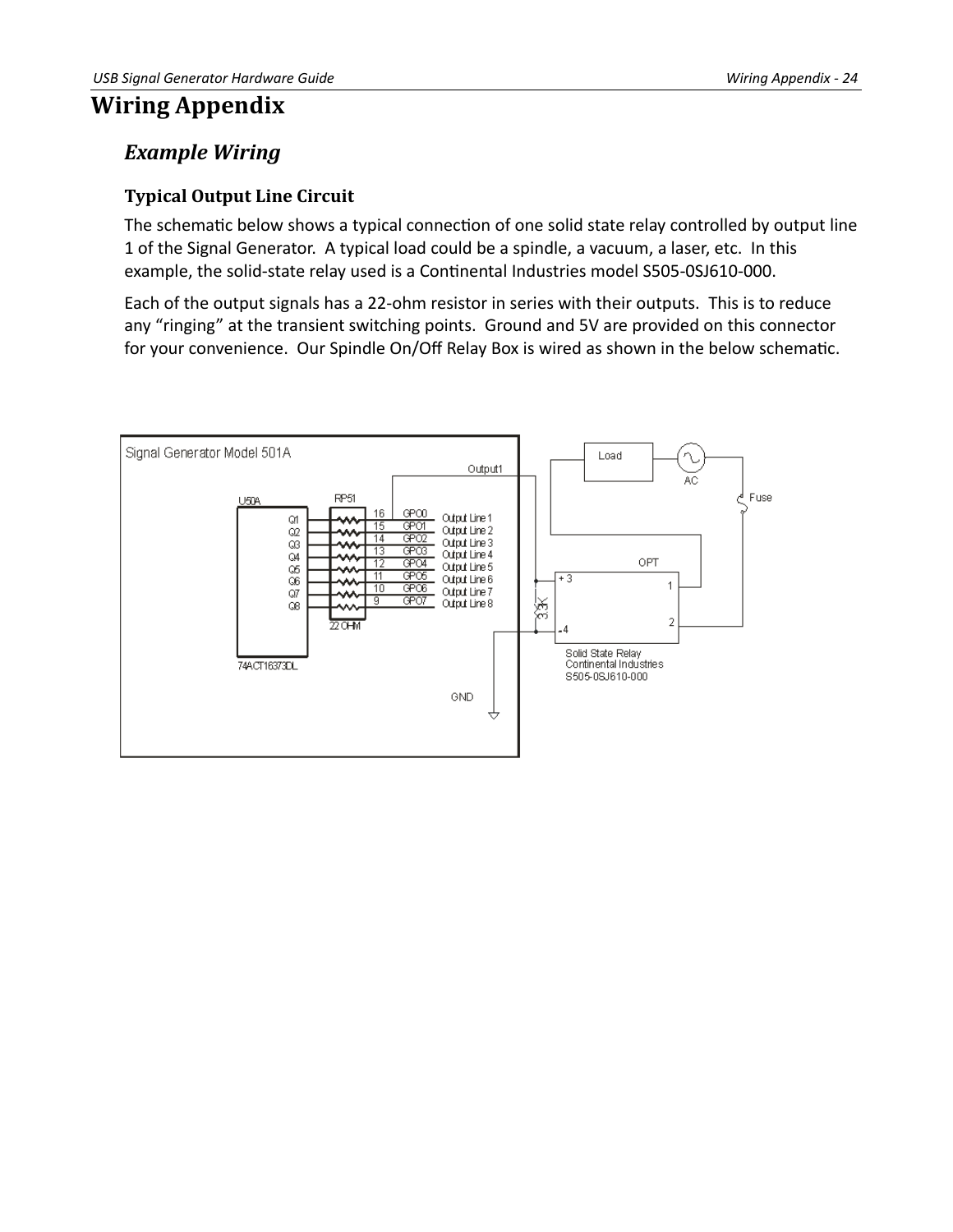# Wiring Appendix

## Example Wiring

### Typical Output Line Circuit

The schematic below shows a typical connection of one solid state relay controlled by output line 1 of the Signal Generator. A typical load could be a spindle, a vacuum, a laser, etc. In this example, the solid-state relay used is a Continental Industries model S505-0SJ610-000.

Each of the output signals has a 22-ohm resistor in series with their outputs. This is to reduce any “ringing” at the transient switching points. Ground and 5V are provided on this connector for your convenience. Our Spindle On/Off Relay Box is wired as shown in the below schematic.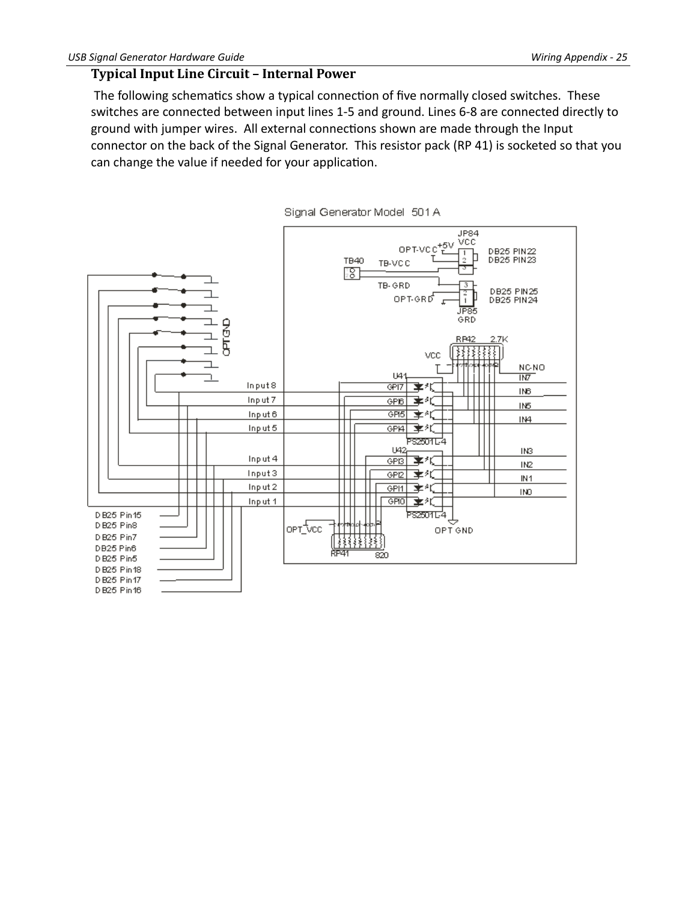### Typical Input Line Circuit – Internal Power

The following schematics show a typical connection of five normally closed switches. These switches are connected between input lines 1-5 and ground. Lines 6-8 are connected directly to ground with jumper wires. All external connections shown are made through the Input connector on the back of the Signal Generator. This resistor pack (RP 41) is socketed so that you can change the value if needed for your application.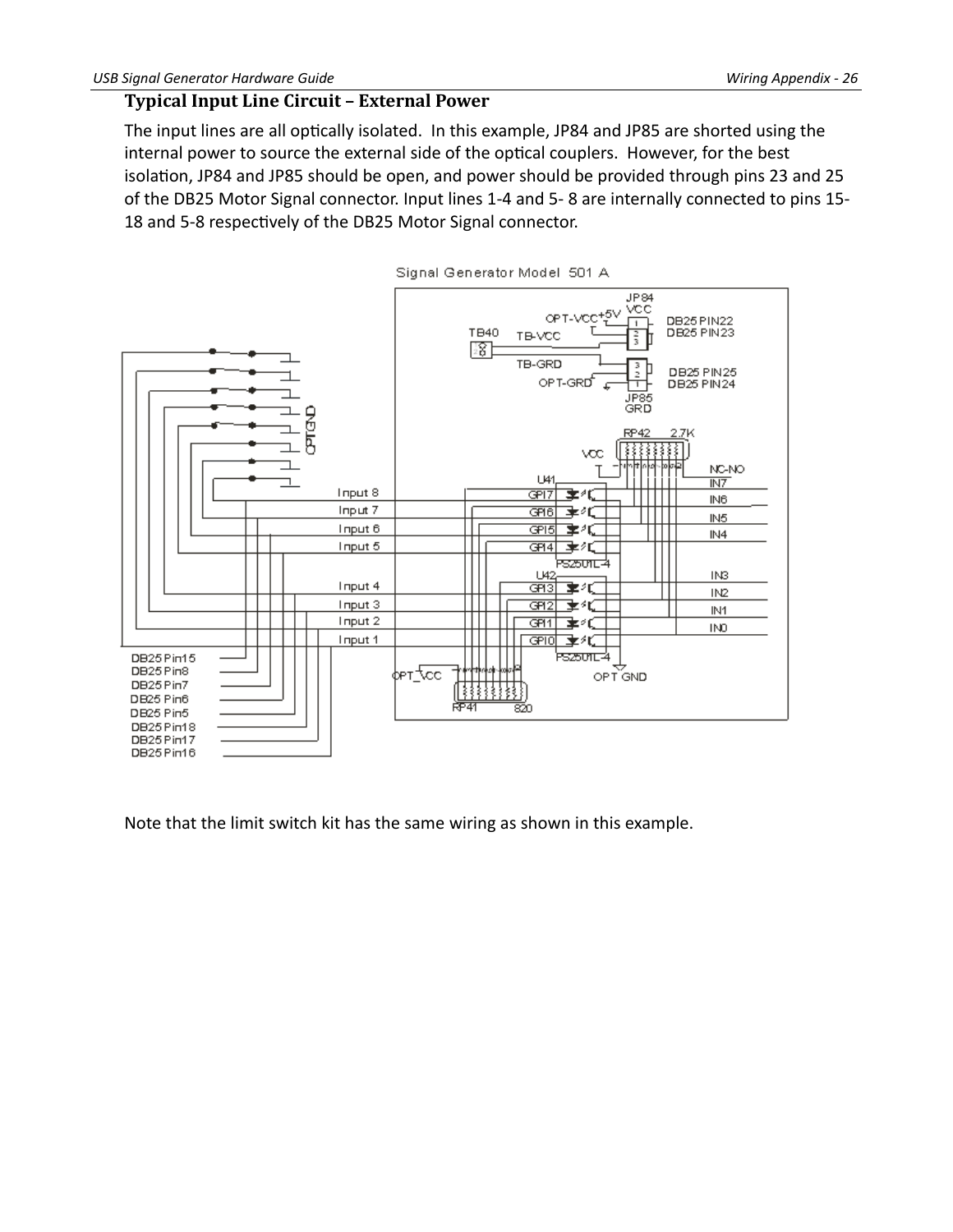### Typical Input Line Circuit – External Power

The input lines are all optically isolated. In this example, JP84 and JP85 are shorted using the internal power to source the external side of the optical couplers. However, for the best isolation, JP84 and JP85 should be open, and power should be provided through pins 23 and 25 of the DB25 Motor Signal connector. Input lines 1-4 and 5- 8 are internally connected to pins 15-18 and 5-8 respectively of the DB25 Motor Signal connector.

Note that the limit switch kit has the same wiring as shown in this example.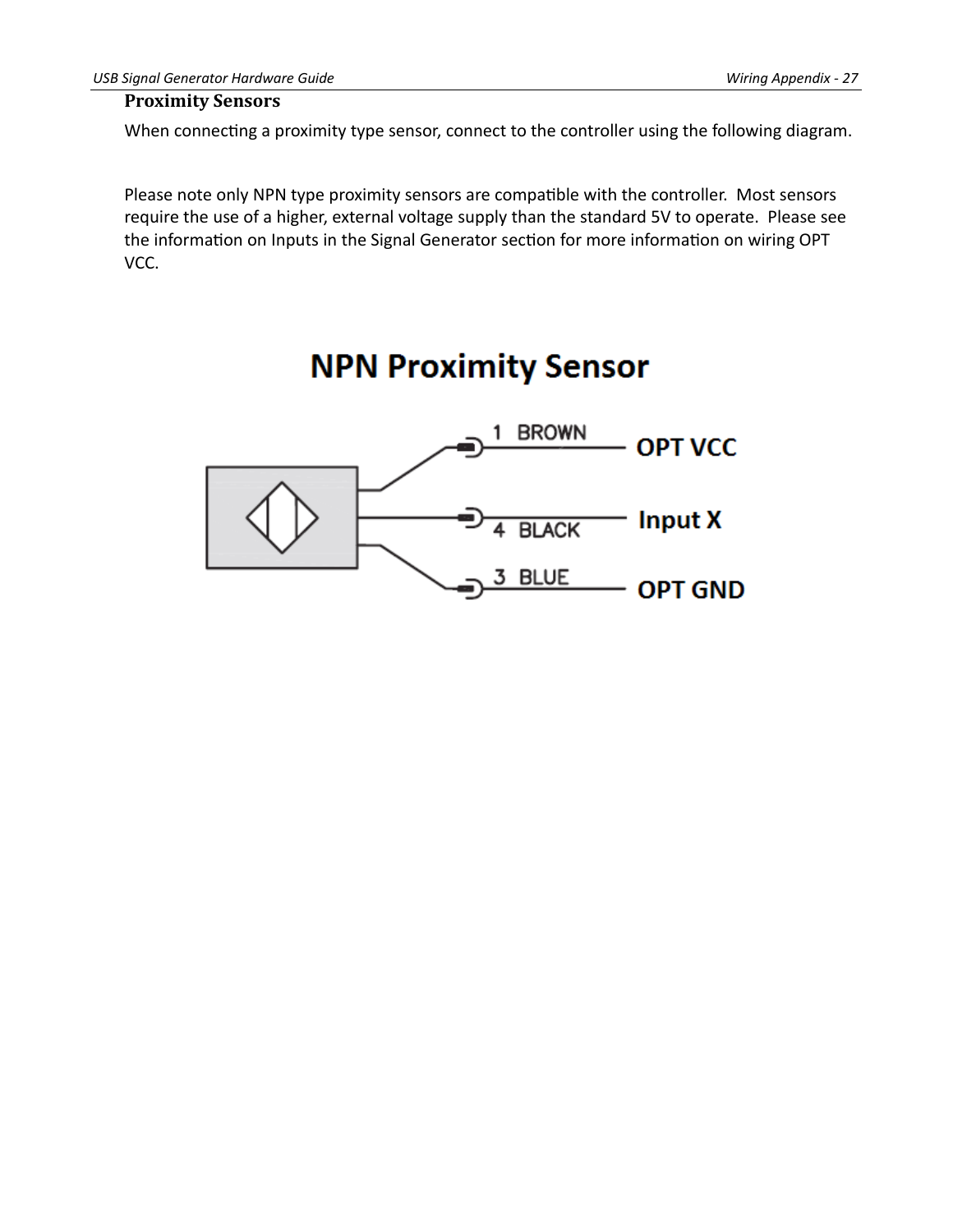## Proximity Sensors

When connecting a proximity type sensor, connect to the controller using the following diagram.

Please note only NPN type proximity sensors are compatible with the controller. Most sensors require the use of a higher, external voltage supply than the standard 5V to operate. Please see the information on Inputs in the Signal Generator section for more information on wiring OPT VCC.

**NPN Proximity Sensor**

1 BROWN — OPT VCC

4 BLACK — Input X

3 BLUE — OPT GND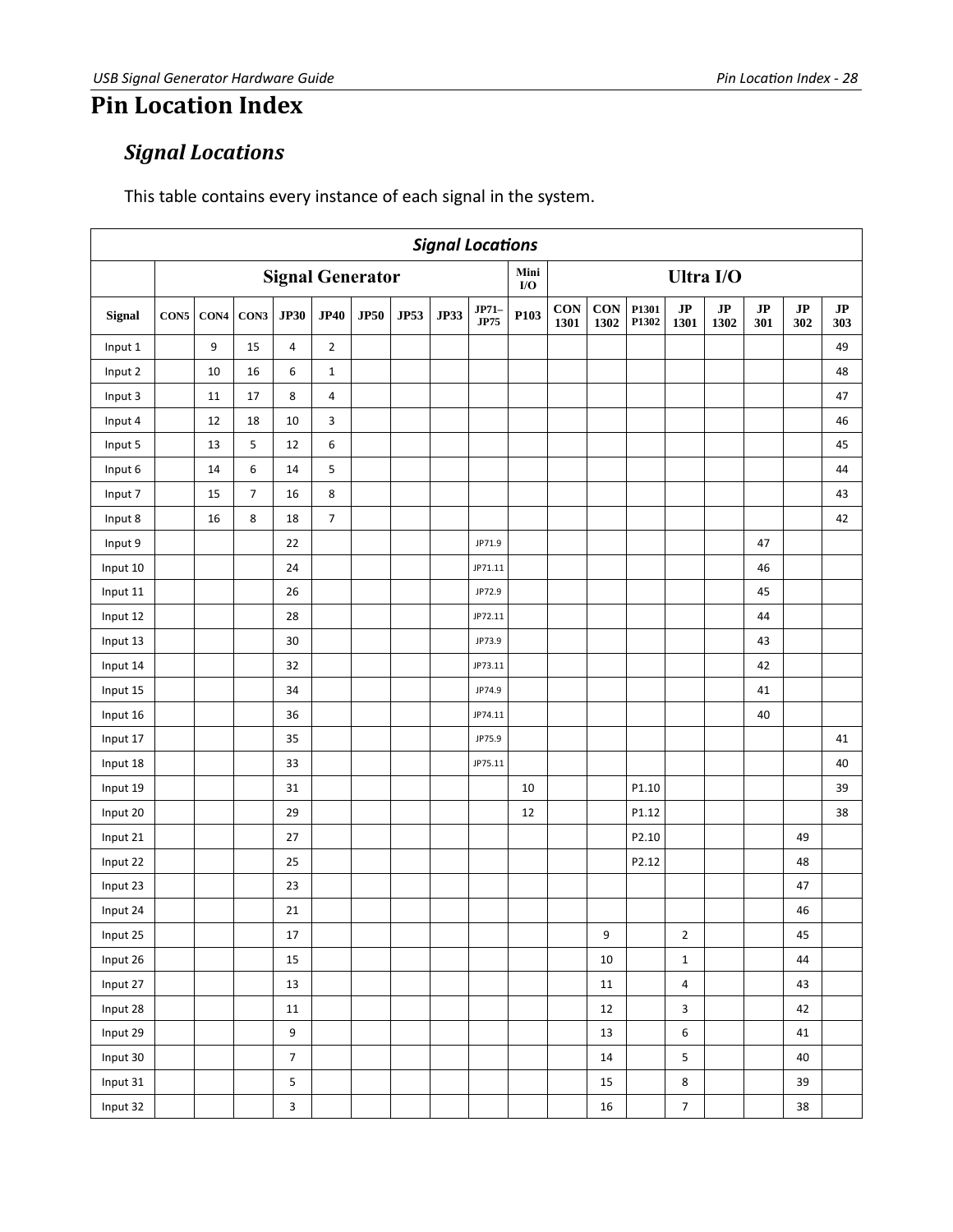# Pin Location Index

## *Signal Locations*

This table contains every instance of each signal in the system.

| Signal Locations | | | | | | | | | | | | | | | | | | |
|---|---|---|---|---|---|---|---|---|---|---|---|---|---|---|---|---|---|---|
| | Signal Generator | | | | | | | | | Mini I/O | Ultra I/O | | | | | | | |
| Signal | CON5 | CON4 | CON3 | JP30 | JP40 | JP50 | JP53 | JP33 | JP71–JP75 | P103 | CON 1301 | CON 1302 | P1301 P1302 | JP 1301 | JP 1302 | JP 301 | JP 302 | JP 303 |
| Input 1 | | 9 | 15 | 4 | 2 | | | | | | | | | | | | | 49 |
| Input 2 | | 10 | 16 | 6 | 1 | | | | | | | | | | | | | 48 |
| Input 3 | | 11 | 17 | 8 | 4 | | | | | | | | | | | | | 47 |
| Input 4 | | 12 | 18 | 10 | 3 | | | | | | | | | | | | | 46 |
| Input 5 | | 13 | 5 | 12 | 6 | | | | | | | | | | | | | 45 |
| Input 6 | | 14 | 6 | 14 | 5 | | | | | | | | | | | | | 44 |
| Input 7 | | 15 | 7 | 16 | 8 | | | | | | | | | | | | | 43 |
| Input 8 | | 16 | 8 | 18 | 7 | | | | | | | | | | | | | 42 |
| Input 9 | | | | 22 | | | | | JP71.9 | | | | | | | 47 | | |
| Input 10 | | | | 24 | | | | | JP71.11 | | | | | | | 46 | | |
| Input 11 | | | | 26 | | | | | JP72.9 | | | | | | | 45 | | |
| Input 12 | | | | 28 | | | | | JP72.11 | | | | | | | 44 | | |
| Input 13 | | | | 30 | | | | | JP73.9 | | | | | | | 43 | | |
| Input 14 | | | | 32 | | | | | JP73.11 | | | | | | | 42 | | |
| Input 15 | | | | 34 | | | | | JP74.9 | | | | | | | 41 | | |
| Input 16 | | | | 36 | | | | | JP74.11 | | | | | | | 40 | | |
| Input 17 | | | | 35 | | | | | JP75.9 | | | | | | | | | 41 |
| Input 18 | | | | 33 | | | | | JP75.11 | | | | | | | | | 40 |
| Input 19 | | | | 31 | | | | | | 10 | | | P1.10 | | | | | 39 |
| Input 20 | | | | 29 | | | | | | 12 | | | P1.12 | | | | | 38 |
| Input 21 | | | | 27 | | | | | | | | | P2.10 | | | | 49 | |
| Input 22 | | | | 25 | | | | | | | | | P2.12 | | | | 48 | |
| Input 23 | | | | 23 | | | | | | | | | | | | | 47 | |
| Input 24 | | | | 21 | | | | | | | | | | | | | 46 | |
| Input 25 | | | | 17 | | | | | | | | 9 | | 2 | | | 45 | |
| Input 26 | | | | 15 | | | | | | | | 10 | | 1 | | | 44 | |
| Input 27 | | | | 13 | | | | | | | | 11 | | 4 | | | 43 | |
| Input 28 | | | | 11 | | | | | | | | 12 | | 3 | | | 42 | |
| Input 29 | | | | 9 | | | | | | | | 13 | | 6 | | | 41 | |
| Input 30 | | | | 7 | | | | | | | | 14 | | 5 | | | 40 | |
| Input 31 | | | | 5 | | | | | | | | 15 | | 8 | | | 39 | |
| Input 32 | | | | 3 | | | | | | | | 16 | | 7 | | | 38 | |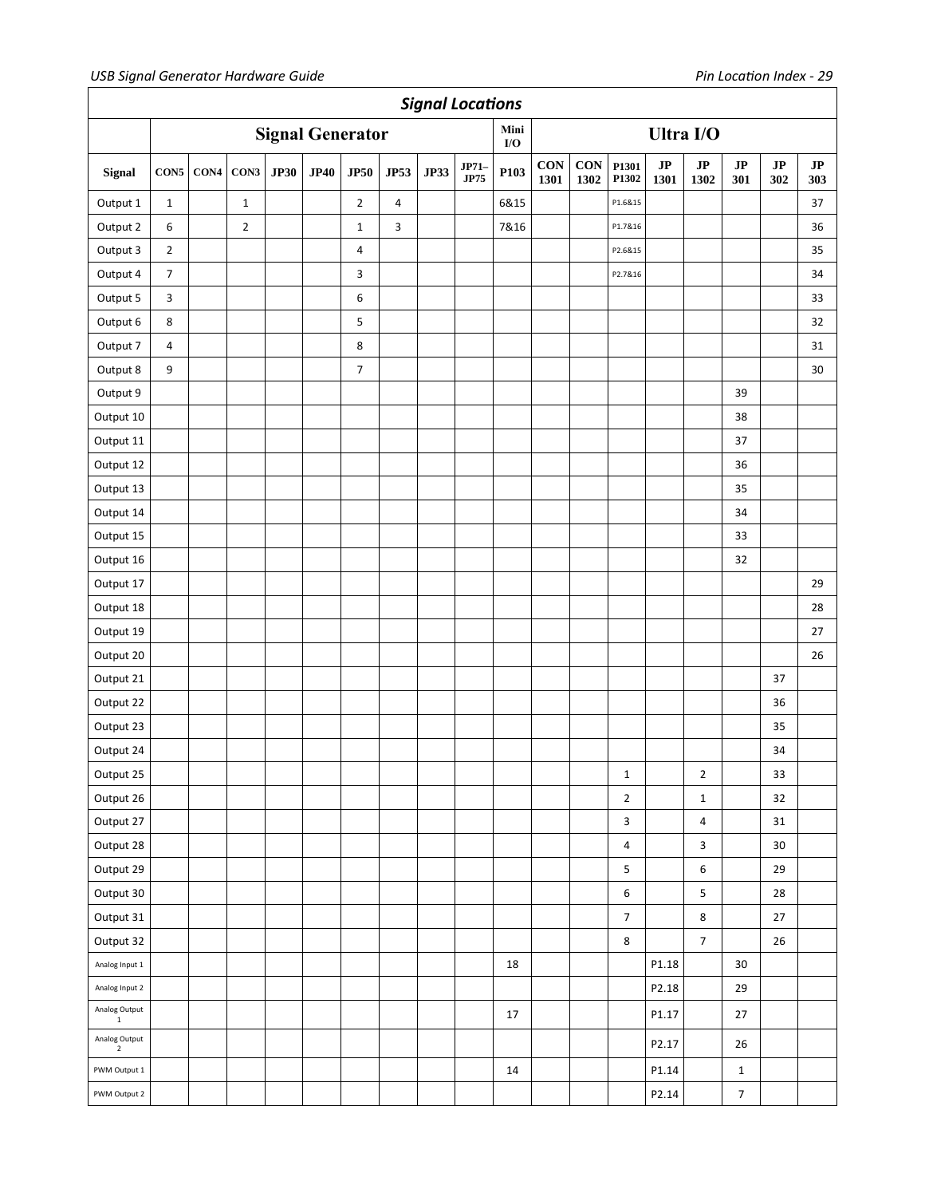## Signal Locations

| | Signal Generator | | | | | | | | | Mini I/O | Ultra I/O | | | | | | | |
|---|---|---|---|---|---|---|---|---|---|---|---|---|---|---|---|---|---|---|
| **Signal** | **CON5** | **CON4** | **CON3** | **JP30** | **JP40** | **JP50** | **JP53** | **JP33** | **JP71–JP75** | **P103** | **CON 1301** | **CON 1302** | **P1301 P1302** | **JP 1301** | **JP 1302** | **JP 301** | **JP 302** | **JP 303** |
| Output 1 | 1 | | 1 | | | 2 | 4 | | | 6&15 | | | P1.6&15 | | | | | 37 |
| Output 2 | 6 | | 2 | | | 1 | 3 | | | 7&16 | | | P1.7&16 | | | | | 36 |
| Output 3 | 2 | | | | | 4 | | | | | | | P2.6&15 | | | | | 35 |
| Output 4 | 7 | | | | | 3 | | | | | | | P2.7&16 | | | | | 34 |
| Output 5 | 3 | | | | | 6 | | | | | | | | | | | | 33 |
| Output 6 | 8 | | | | | 5 | | | | | | | | | | | | 32 |
| Output 7 | 4 | | | | | 8 | | | | | | | | | | | | 31 |
| Output 8 | 9 | | | | | 7 | | | | | | | | | | | | 30 |
| Output 9 | | | | | | | | | | | | | | | | 39 | | |
| Output 10 | | | | | | | | | | | | | | | | 38 | | |
| Output 11 | | | | | | | | | | | | | | | | 37 | | |
| Output 12 | | | | | | | | | | | | | | | | 36 | | |
| Output 13 | | | | | | | | | | | | | | | | 35 | | |
| Output 14 | | | | | | | | | | | | | | | | 34 | | |
| Output 15 | | | | | | | | | | | | | | | | 33 | | |
| Output 16 | | | | | | | | | | | | | | | | 32 | | |
| Output 17 | | | | | | | | | | | | | | | | | | 29 |
| Output 18 | | | | | | | | | | | | | | | | | | 28 |
| Output 19 | | | | | | | | | | | | | | | | | | 27 |
| Output 20 | | | | | | | | | | | | | | | | | | 26 |
| Output 21 | | | | | | | | | | | | | | | | | 37 | |
| Output 22 | | | | | | | | | | | | | | | | | 36 | |
| Output 23 | | | | | | | | | | | | | | | | | 35 | |
| Output 24 | | | | | | | | | | | | | | | | | 34 | |
| Output 25 | | | | | | | | | | | | | 1 | | 2 | | 33 | |
| Output 26 | | | | | | | | | | | | | 2 | | 1 | | 32 | |
| Output 27 | | | | | | | | | | | | | 3 | | 4 | | 31 | |
| Output 28 | | | | | | | | | | | | | 4 | | 3 | | 30 | |
| Output 29 | | | | | | | | | | | | | 5 | | 6 | | 29 | |
| Output 30 | | | | | | | | | | | | | 6 | | 5 | | 28 | |
| Output 31 | | | | | | | | | | | | | 7 | | 8 | | 27 | |
| Output 32 | | | | | | | | | | | | | 8 | | 7 | | 26 | |
| Analog Input 1 | | | | | | | | | | 18 | | | | P1.18 | | 30 | | |
| Analog Input 2 | | | | | | | | | | | | | | P2.18 | | 29 | | |
| Analog Output 1 | | | | | | | | | | 17 | | | | P1.17 | | 27 | | |
| Analog Output 2 | | | | | | | | | | | | | | P2.17 | | 26 | | |
| PWM Output 1 | | | | | | | | | | 14 | | | | P1.14 | | 1 | | |
| PWM Output 2 | | | | | | | | | | | | | | P2.14 | | 7 | | |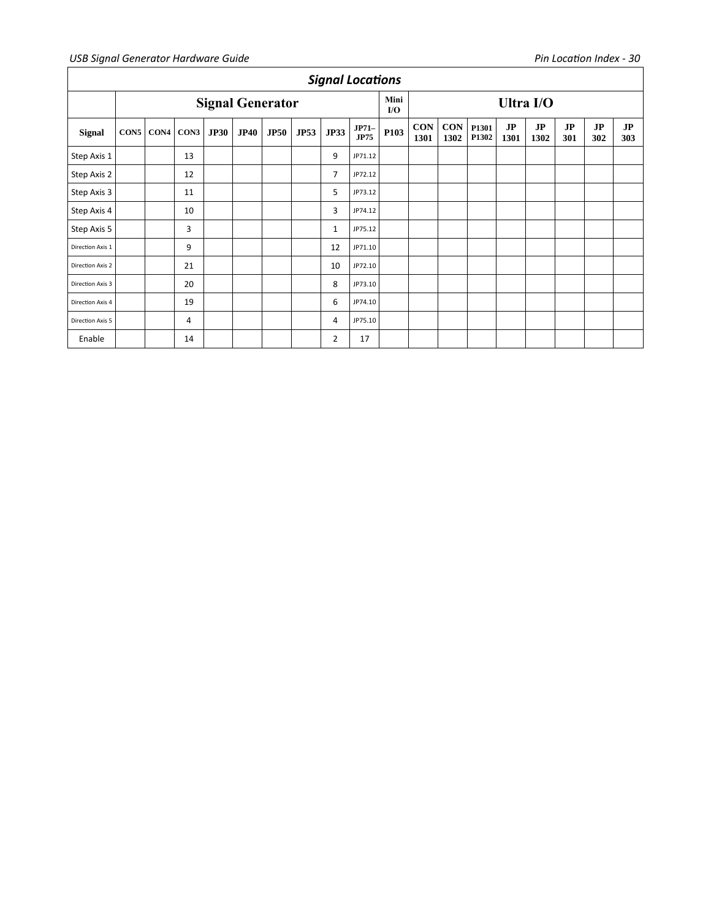| Signal Locations | | | | | | | | | | | | | | | | | | |
|---|---|---|---|---|---|---|---|---|---|---|---|---|---|---|---|---|---|---|
| | Signal Generator | | | | | | | | | Mini I/O | Ultra I/O | | | | | | | |
| Signal | CON5 | CON4 | CON3 | JP30 | JP40 | JP50 | JP53 | JP33 | JP71–JP75 | P103 | CON 1301 | CON 1302 | P1301 P1302 | JP 1301 | JP 1302 | JP 301 | JP 302 | JP 303 |
| Step Axis 1 | | | 13 | | | | | 9 | JP71.12 | | | | | | | | | |
| Step Axis 2 | | | 12 | | | | | 7 | JP72.12 | | | | | | | | | |
| Step Axis 3 | | | 11 | | | | | 5 | JP73.12 | | | | | | | | | |
| Step Axis 4 | | | 10 | | | | | 3 | JP74.12 | | | | | | | | | |
| Step Axis 5 | | | 3 | | | | | 1 | JP75.12 | | | | | | | | | |
| Direction Axis 1 | | | 9 | | | | | 12 | JP71.10 | | | | | | | | | |
| Direction Axis 2 | | | 21 | | | | | 10 | JP72.10 | | | | | | | | | |
| Direction Axis 3 | | | 20 | | | | | 8 | JP73.10 | | | | | | | | | |
| Direction Axis 4 | | | 19 | | | | | 6 | JP74.10 | | | | | | | | | |
| Direction Axis 5 | | | 4 | | | | | 4 | JP75.10 | | | | | | | | | |
| Enable | | | 14 | | | | | 2 | 17 | | | | | | | | | |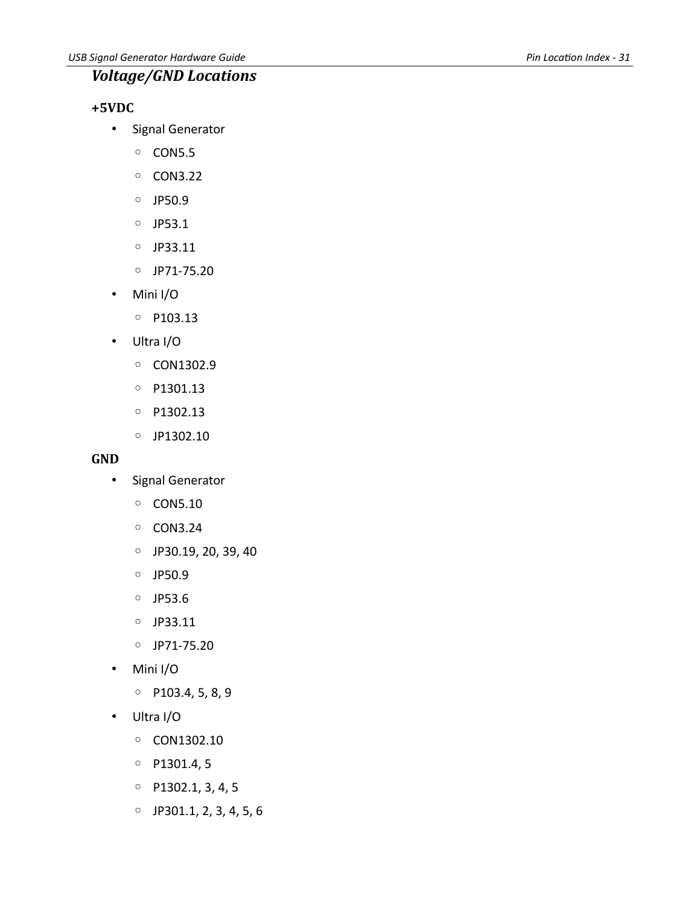## Voltage/GND Locations

### +5VDC

- Signal Generator
  - CON5.5
  - CON3.22
  - JP50.9
  - JP53.1
  - JP33.11
  - JP71-75.20
- Mini I/O
  - P103.13
- Ultra I/O
  - CON1302.9
  - P1301.13
  - P1302.13
  - JP1302.10

### GND

- Signal Generator
  - CON5.10
  - CON3.24
  - JP30.19, 20, 39, 40
  - JP50.9
  - JP53.6
  - JP33.11
  - JP71-75.20
- Mini I/O
  - P103.4, 5, 8, 9
- Ultra I/O
  - CON1302.10
  - P1301.4, 5
  - P1302.1, 3, 4, 5
  - JP301.1, 2, 3, 4, 5, 6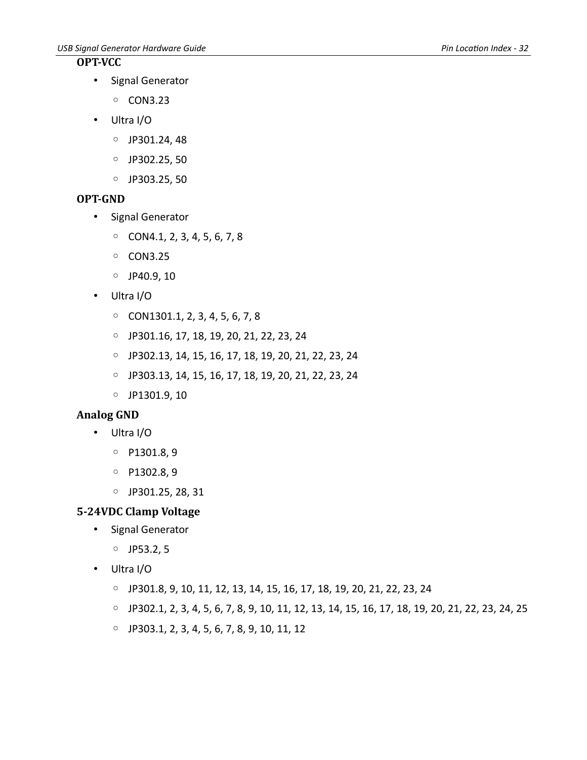### OPT-VCC

- Signal Generator
  - CON3.23
- Ultra I/O
  - JP301.24, 48
  - JP302.25, 50
  - JP303.25, 50

### OPT-GND

- Signal Generator
  - CON4.1, 2, 3, 4, 5, 6, 7, 8
  - CON3.25
  - JP40.9, 10
- Ultra I/O
  - CON1301.1, 2, 3, 4, 5, 6, 7, 8
  - JP301.16, 17, 18, 19, 20, 21, 22, 23, 24
  - JP302.13, 14, 15, 16, 17, 18, 19, 20, 21, 22, 23, 24
  - JP303.13, 14, 15, 16, 17, 18, 19, 20, 21, 22, 23, 24
  - JP1301.9, 10

### Analog GND

- Ultra I/O
  - P1301.8, 9
  - P1302.8, 9
  - JP301.25, 28, 31

### 5-24VDC Clamp Voltage

- Signal Generator
  - JP53.2, 5
- Ultra I/O
  - JP301.8, 9, 10, 11, 12, 13, 14, 15, 16, 17, 18, 19, 20, 21, 22, 23, 24
  - JP302.1, 2, 3, 4, 5, 6, 7, 8, 9, 10, 11, 12, 13, 14, 15, 16, 17, 18, 19, 20, 21, 22, 23, 24, 25
  - JP303.1, 2, 3, 4, 5, 6, 7, 8, 9, 10, 11, 12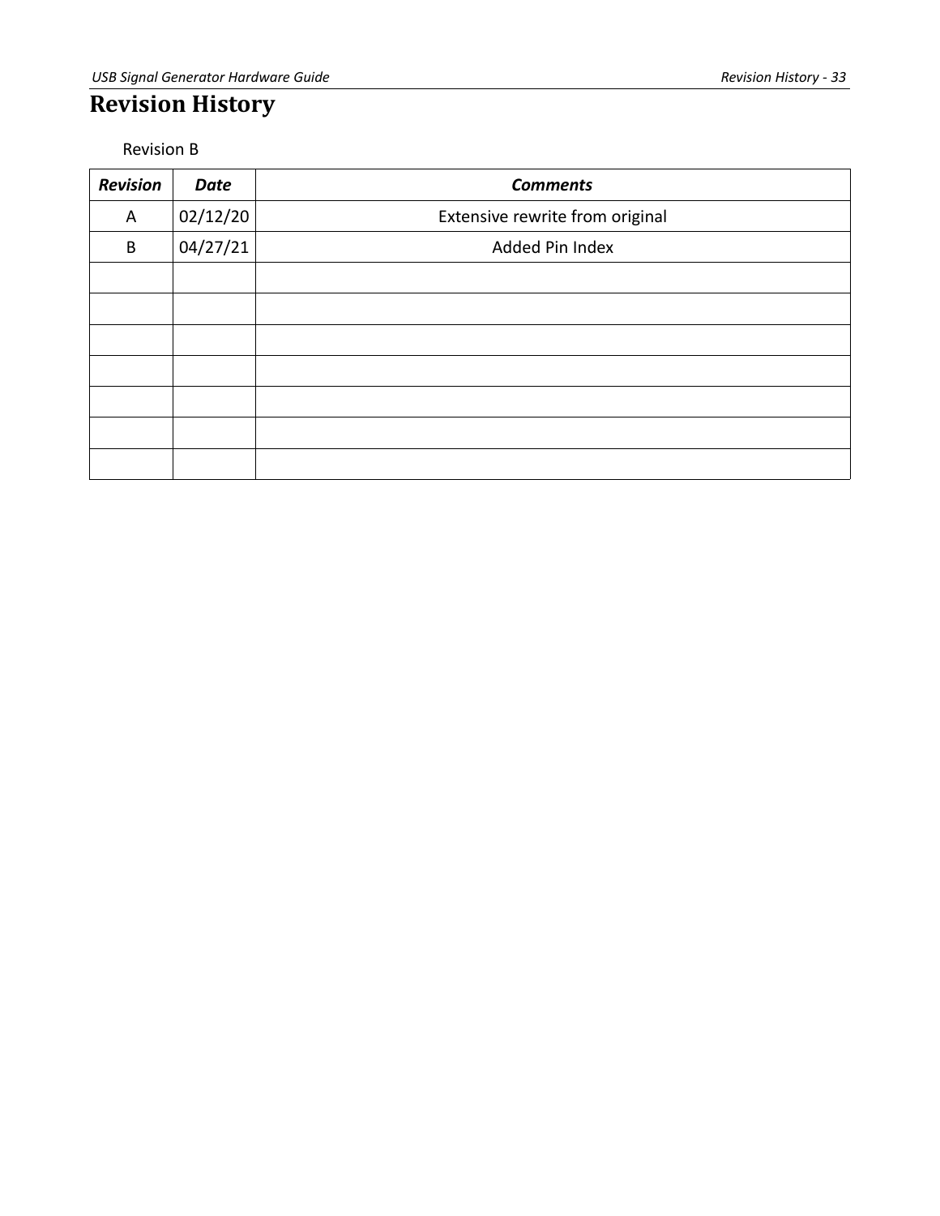# Revision History

Revision B

| *Revision* | *Date* | *Comments* |
|---|---|---|
| A | 02/12/20 | Extensive rewrite from original |
| B | 04/27/21 | Added Pin Index |
| | | |
| | | |
| | | |
| | | |
| | | |
| | | |
| | | |